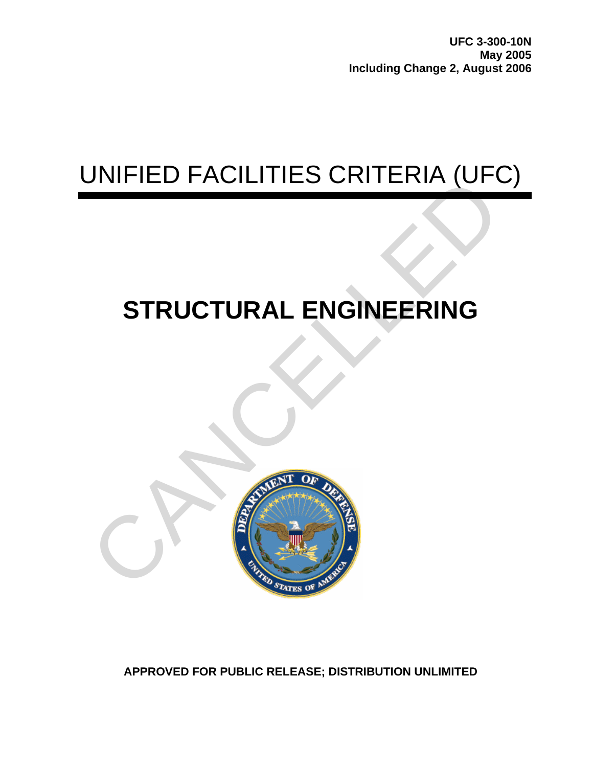**UFC 3-300-10N**
**May 2005**
**Including Change 2, August 2006**

# UNIFIED FACILITIES CRITERIA (UFC)

# STRUCTURAL ENGINEERING

**APPROVED FOR PUBLIC RELEASE; DISTRIBUTION UNLIMITED**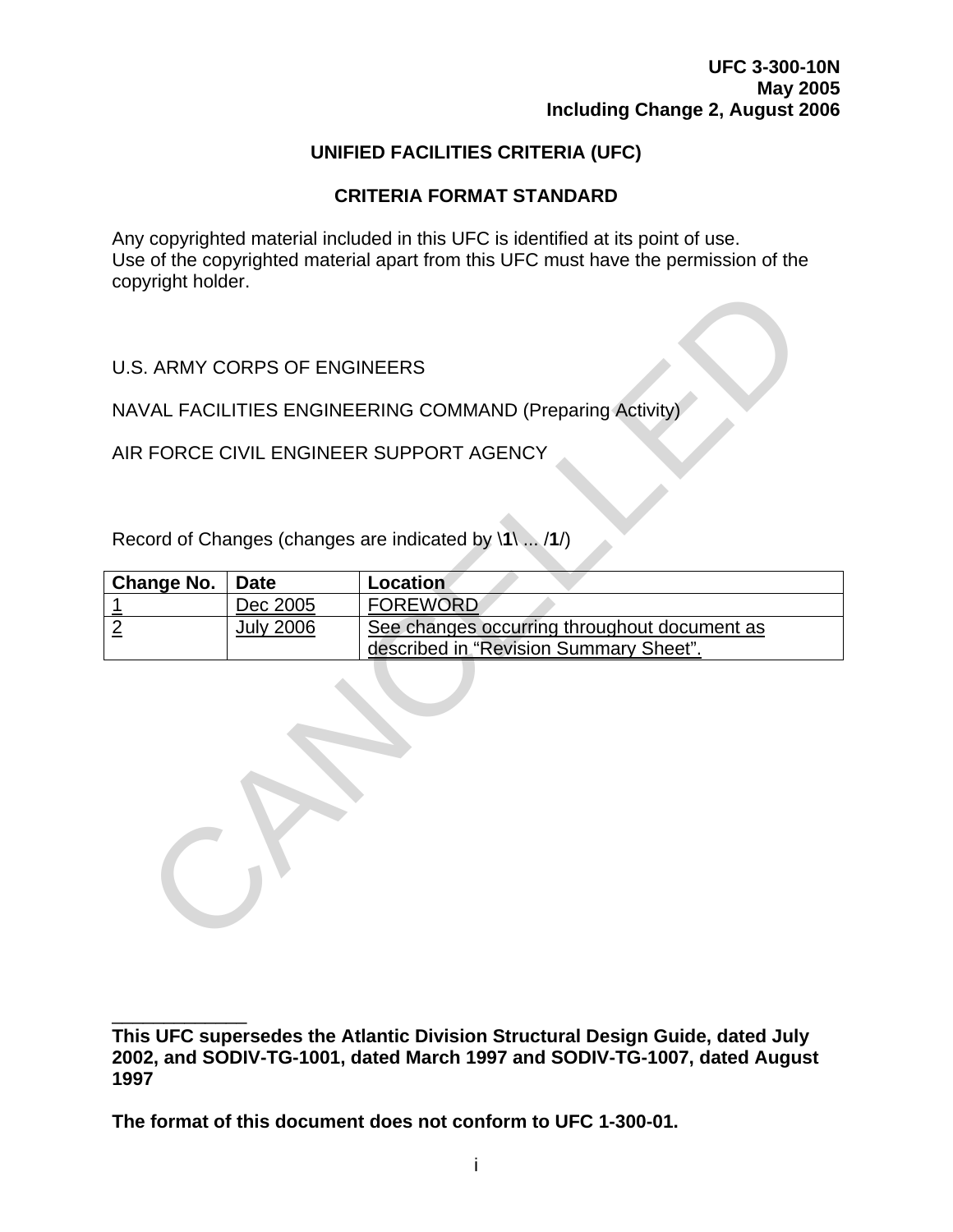**UFC 3-300-10N**
**May 2005**
**Including Change 2, August 2006**

# UNIFIED FACILITIES CRITERIA (UFC)

## CRITERIA FORMAT STANDARD

Any copyrighted material included in this UFC is identified at its point of use.
Use of the copyrighted material apart from this UFC must have the permission of the copyright holder.

U.S. ARMY CORPS OF ENGINEERS

NAVAL FACILITIES ENGINEERING COMMAND (Preparing Activity)

AIR FORCE CIVIL ENGINEER SUPPORT AGENCY

Record of Changes (changes are indicated by **\1\** ... **/1/**)

| Change No. | Date | Location |
|---|---|---|
| 1 | Dec 2005 | FOREWORD |
| 2 | July 2006 | See changes occurring throughout document as described in "Revision Summary Sheet". |

---

**This UFC supersedes the Atlantic Division Structural Design Guide, dated July 2002, and SODIV-TG-1001, dated March 1997 and SODIV-TG-1007, dated August 1997**

**The format of this document does not conform to UFC 1-300-01.**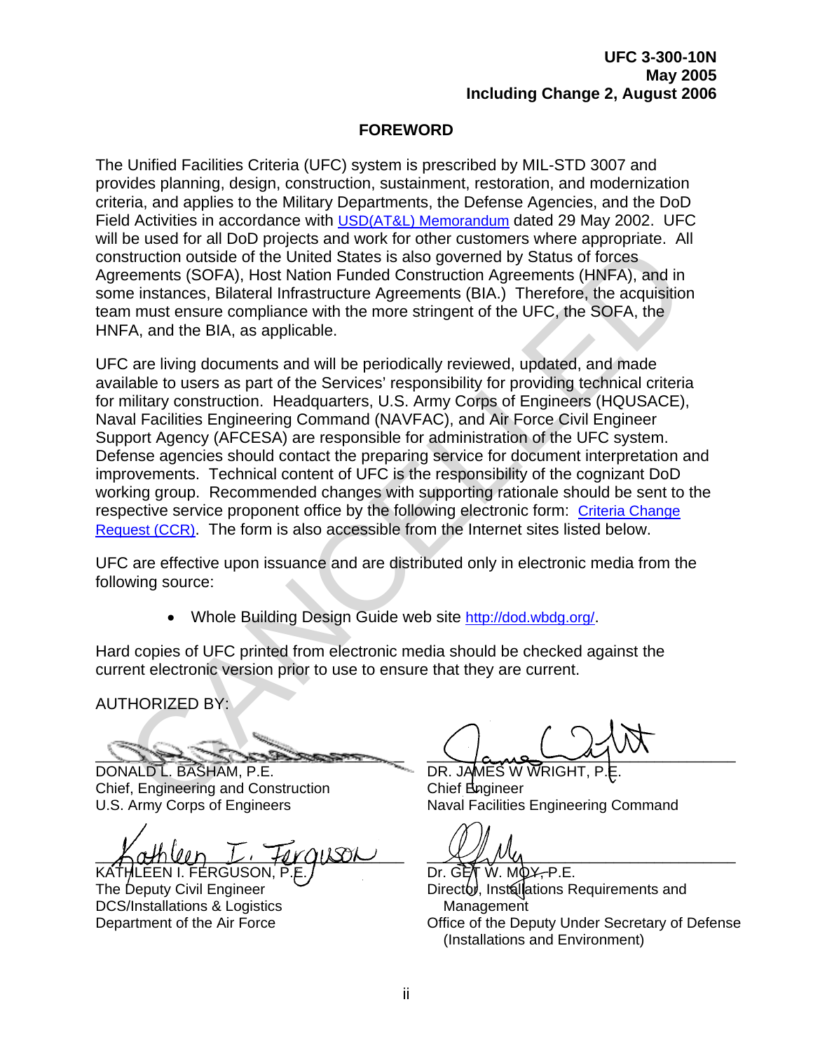UFC 3-300-10N
May 2005
Including Change 2, August 2006

## FOREWORD

The Unified Facilities Criteria (UFC) system is prescribed by MIL-STD 3007 and provides planning, design, construction, sustainment, restoration, and modernization criteria, and applies to the Military Departments, the Defense Agencies, and the DoD Field Activities in accordance with USD(AT&L) Memorandum dated 29 May 2002. UFC will be used for all DoD projects and work for other customers where appropriate. All construction outside of the United States is also governed by Status of forces Agreements (SOFA), Host Nation Funded Construction Agreements (HNFA), and in some instances, Bilateral Infrastructure Agreements (BIA.) Therefore, the acquisition team must ensure compliance with the more stringent of the UFC, the SOFA, the HNFA, and the BIA, as applicable.

UFC are living documents and will be periodically reviewed, updated, and made available to users as part of the Services' responsibility for providing technical criteria for military construction. Headquarters, U.S. Army Corps of Engineers (HQUSACE), Naval Facilities Engineering Command (NAVFAC), and Air Force Civil Engineer Support Agency (AFCESA) are responsible for administration of the UFC system. Defense agencies should contact the preparing service for document interpretation and improvements. Technical content of UFC is the responsibility of the cognizant DoD working group. Recommended changes with supporting rationale should be sent to the respective service proponent office by the following electronic form: Criteria Change Request (CCR). The form is also accessible from the Internet sites listed below.

UFC are effective upon issuance and are distributed only in electronic media from the following source:

- Whole Building Design Guide web site http://dod.wbdg.org/.

Hard copies of UFC printed from electronic media should be checked against the current electronic version prior to use to ensure that they are current.

AUTHORIZED BY:

DONALD L. BASHAM, P.E.
Chief, Engineering and Construction
U.S. Army Corps of Engineers

DR. JAMES W WRIGHT, P.E.
Chief Engineer
Naval Facilities Engineering Command

KATHLEEN I. FERGUSON, P.E.
The Deputy Civil Engineer
DCS/Installations & Logistics
Department of the Air Force

Dr. GET W. MOY, P.E.
Director, Installations Requirements and Management
Office of the Deputy Under Secretary of Defense (Installations and Environment)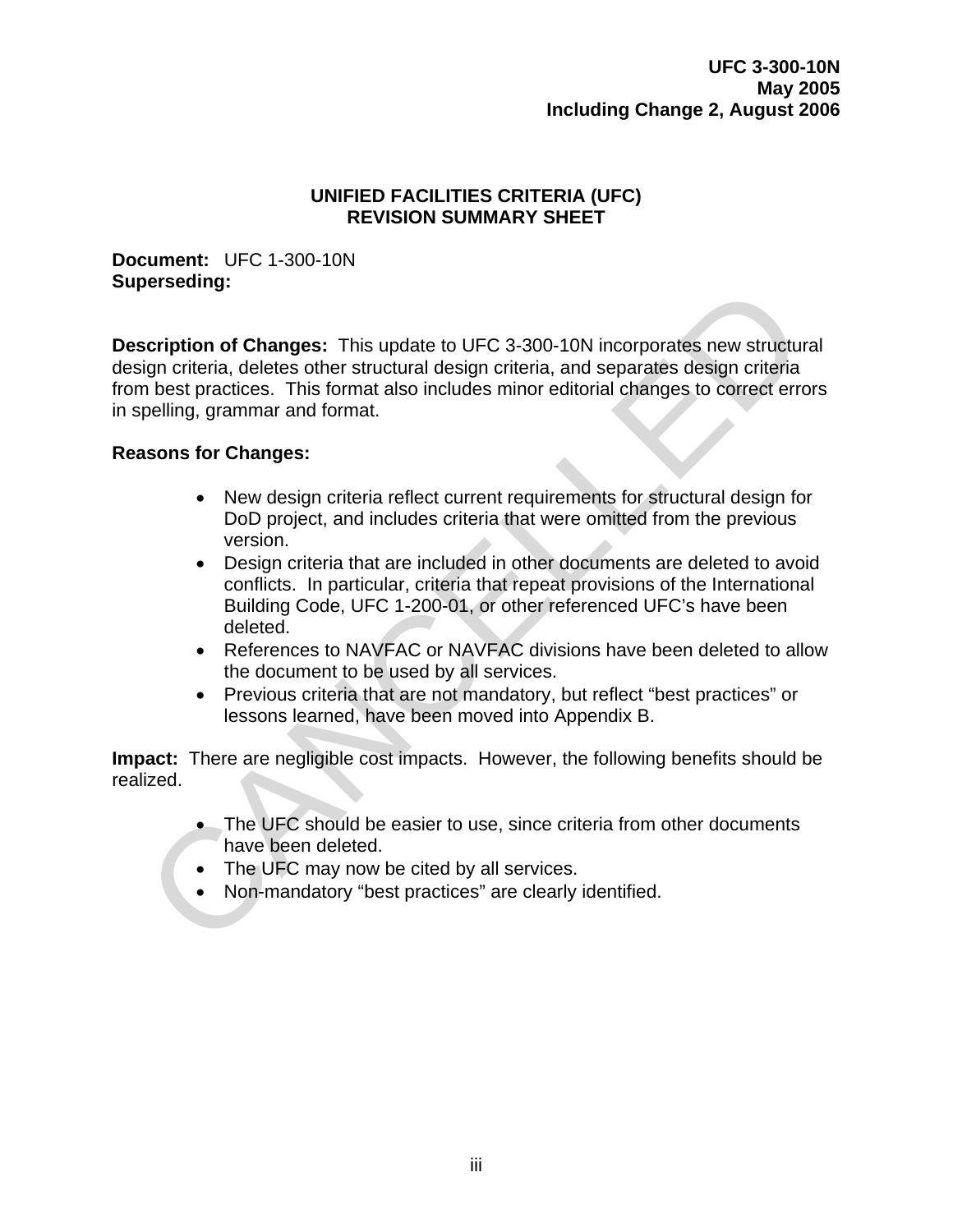# UNIFIED FACILITIES CRITERIA (UFC) REVISION SUMMARY SHEET

**Document:** UFC 1-300-10N
**Superseding:**

**Description of Changes:** This update to UFC 3-300-10N incorporates new structural design criteria, deletes other structural design criteria, and separates design criteria from best practices. This format also includes minor editorial changes to correct errors in spelling, grammar and format.

**Reasons for Changes:**

- New design criteria reflect current requirements for structural design for DoD project, and includes criteria that were omitted from the previous version.
- Design criteria that are included in other documents are deleted to avoid conflicts. In particular, criteria that repeat provisions of the International Building Code, UFC 1-200-01, or other referenced UFC's have been deleted.
- References to NAVFAC or NAVFAC divisions have been deleted to allow the document to be used by all services.
- Previous criteria that are not mandatory, but reflect "best practices" or lessons learned, have been moved into Appendix B.

**Impact:** There are negligible cost impacts. However, the following benefits should be realized.

- The UFC should be easier to use, since criteria from other documents have been deleted.
- The UFC may now be cited by all services.
- Non-mandatory "best practices" are clearly identified.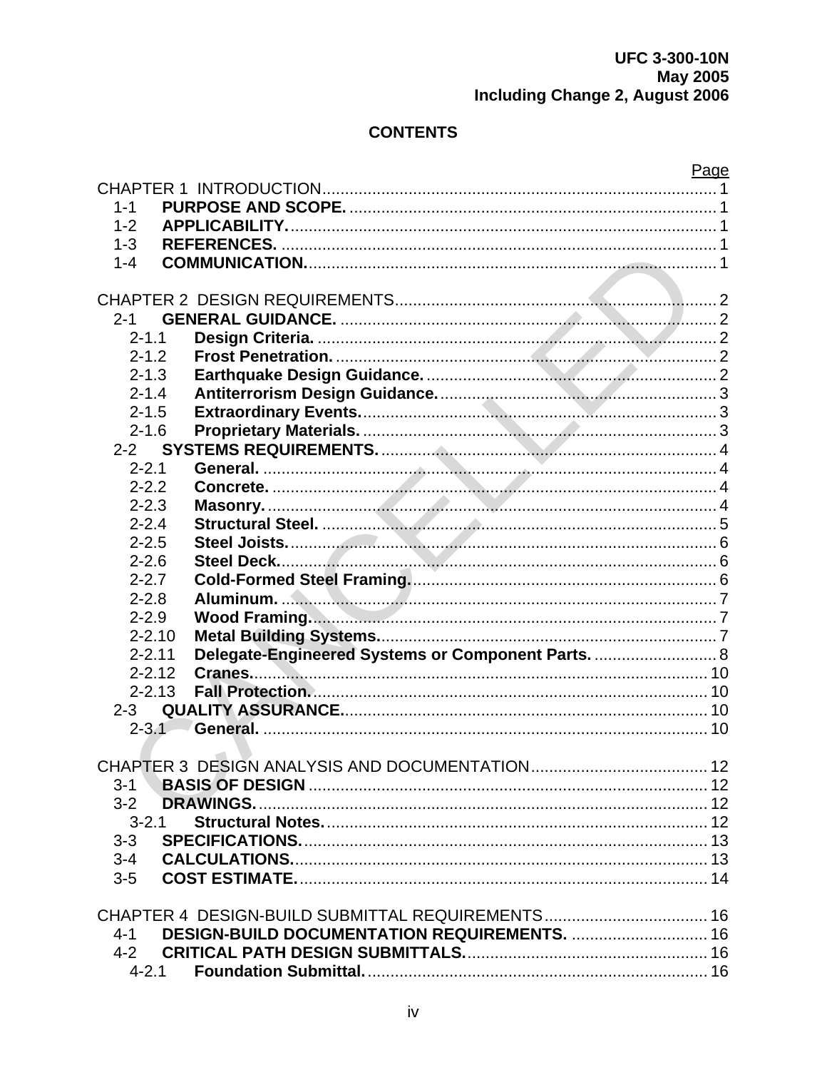# CONTENTS

| | | Page |
|---|---|---|
| CHAPTER 1 INTRODUCTION | | 1 |
| 1-1 | **PURPOSE AND SCOPE.** | 1 |
| 1-2 | **APPLICABILITY.** | 1 |
| 1-3 | **REFERENCES.** | 1 |
| 1-4 | **COMMUNICATION.** | 1 |
| | | |
| CHAPTER 2 DESIGN REQUIREMENTS | | 2 |
| 2-1 | **GENERAL GUIDANCE.** | 2 |
| 2-1.1 | **Design Criteria.** | 2 |
| 2-1.2 | **Frost Penetration.** | 2 |
| 2-1.3 | **Earthquake Design Guidance.** | 2 |
| 2-1.4 | **Antiterrorism Design Guidance.** | 3 |
| 2-1.5 | **Extraordinary Events.** | 3 |
| 2-1.6 | **Proprietary Materials.** | 3 |
| 2-2 | **SYSTEMS REQUIREMENTS.** | 4 |
| 2-2.1 | **General.** | 4 |
| 2-2.2 | **Concrete.** | 4 |
| 2-2.3 | **Masonry.** | 4 |
| 2-2.4 | **Structural Steel.** | 5 |
| 2-2.5 | **Steel Joists.** | 6 |
| 2-2.6 | **Steel Deck.** | 6 |
| 2-2.7 | **Cold-Formed Steel Framing.** | 6 |
| 2-2.8 | **Aluminum.** | 7 |
| 2-2.9 | **Wood Framing.** | 7 |
| 2-2.10 | **Metal Building Systems.** | 7 |
| 2-2.11 | **Delegate-Engineered Systems or Component Parts.** | 8 |
| 2-2.12 | **Cranes.** | 10 |
| 2-2.13 | **Fall Protection.** | 10 |
| 2-3 | **QUALITY ASSURANCE.** | 10 |
| 2-3.1 | **General.** | 10 |
| | | |
| CHAPTER 3 DESIGN ANALYSIS AND DOCUMENTATION | | 12 |
| 3-1 | **BASIS OF DESIGN** | 12 |
| 3-2 | **DRAWINGS.** | 12 |
| 3-2.1 | **Structural Notes.** | 12 |
| 3-3 | **SPECIFICATIONS.** | 13 |
| 3-4 | **CALCULATIONS.** | 13 |
| 3-5 | **COST ESTIMATE.** | 14 |
| | | |
| CHAPTER 4 DESIGN-BUILD SUBMITTAL REQUIREMENTS | | 16 |
| 4-1 | **DESIGN-BUILD DOCUMENTATION REQUIREMENTS.** | 16 |
| 4-2 | **CRITICAL PATH DESIGN SUBMITTALS.** | 16 |
| 4-2.1 | **Foundation Submittal.** | 16 |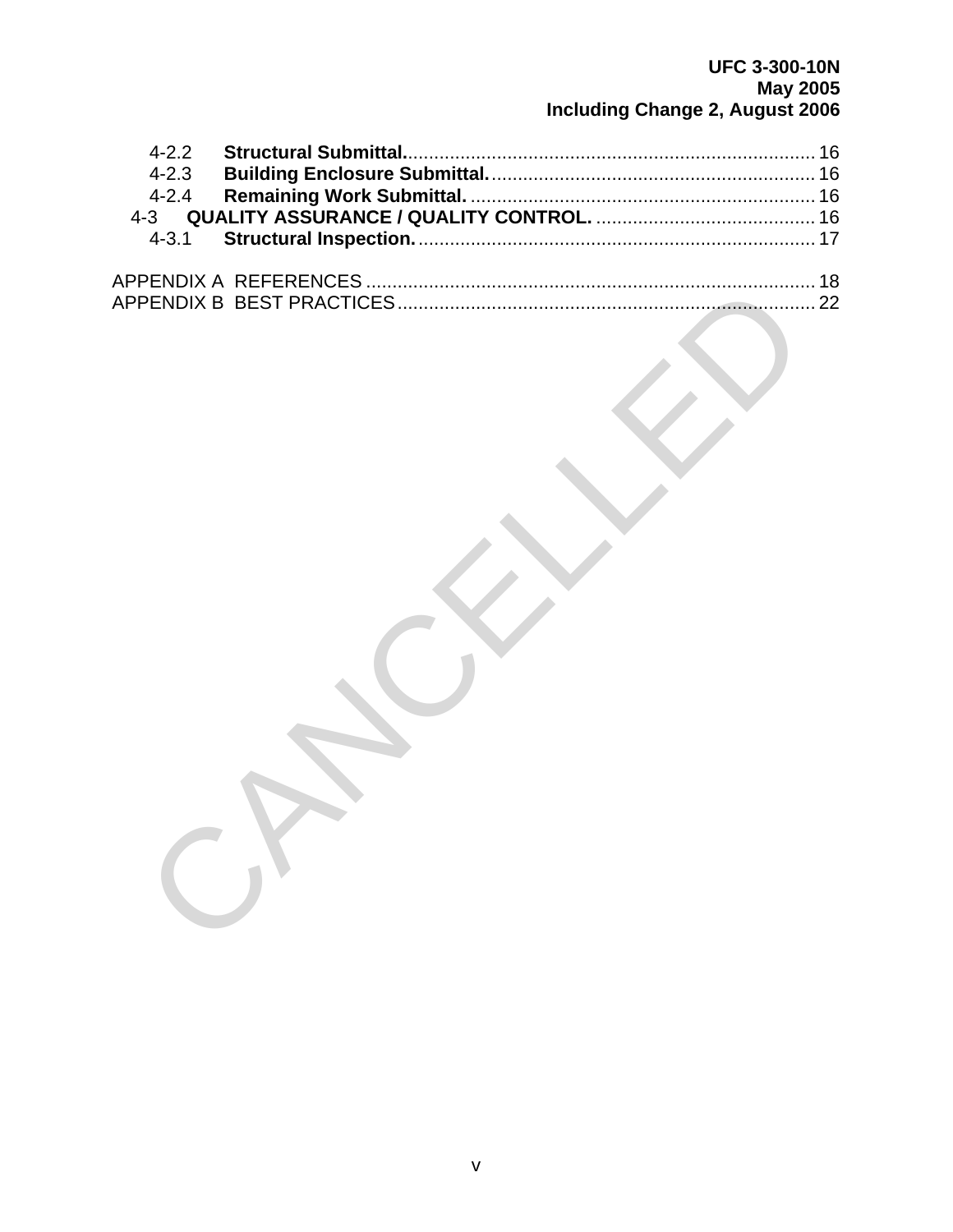4-2.2 **Structural Submittal.** ........................................................................ 16
4-2.3 **Building Enclosure Submittal.** ........................................................... 16
4-2.4 **Remaining Work Submittal.** ............................................................... 16
4-3 **QUALITY ASSURANCE / QUALITY CONTROL.** ........................................ 16
4-3.1 **Structural Inspection.** .......................................................................... 17

APPENDIX A REFERENCES ................................................................................... 18
APPENDIX B BEST PRACTICES ............................................................................. 22

CANCELLED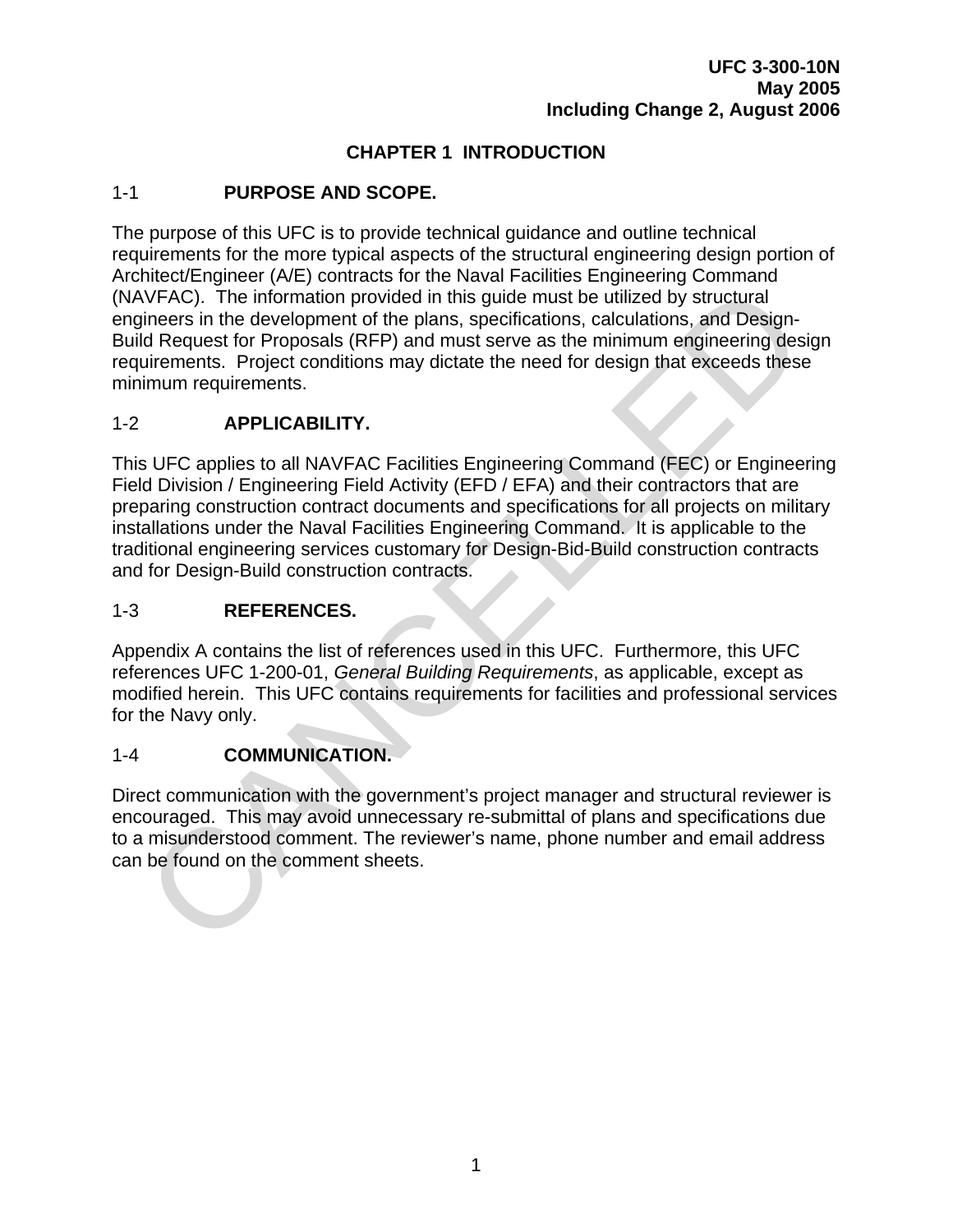# CHAPTER 1 INTRODUCTION

## 1-1 PURPOSE AND SCOPE.

The purpose of this UFC is to provide technical guidance and outline technical requirements for the more typical aspects of the structural engineering design portion of Architect/Engineer (A/E) contracts for the Naval Facilities Engineering Command (NAVFAC). The information provided in this guide must be utilized by structural engineers in the development of the plans, specifications, calculations, and Design-Build Request for Proposals (RFP) and must serve as the minimum engineering design requirements. Project conditions may dictate the need for design that exceeds these minimum requirements.

## 1-2 APPLICABILITY.

This UFC applies to all NAVFAC Facilities Engineering Command (FEC) or Engineering Field Division / Engineering Field Activity (EFD / EFA) and their contractors that are preparing construction contract documents and specifications for all projects on military installations under the Naval Facilities Engineering Command. It is applicable to the traditional engineering services customary for Design-Bid-Build construction contracts and for Design-Build construction contracts.

## 1-3 REFERENCES.

Appendix A contains the list of references used in this UFC. Furthermore, this UFC references UFC 1-200-01, *General Building Requirements*, as applicable, except as modified herein. This UFC contains requirements for facilities and professional services for the Navy only.

## 1-4 COMMUNICATION.

Direct communication with the government's project manager and structural reviewer is encouraged. This may avoid unnecessary re-submittal of plans and specifications due to a misunderstood comment. The reviewer's name, phone number and email address can be found on the comment sheets.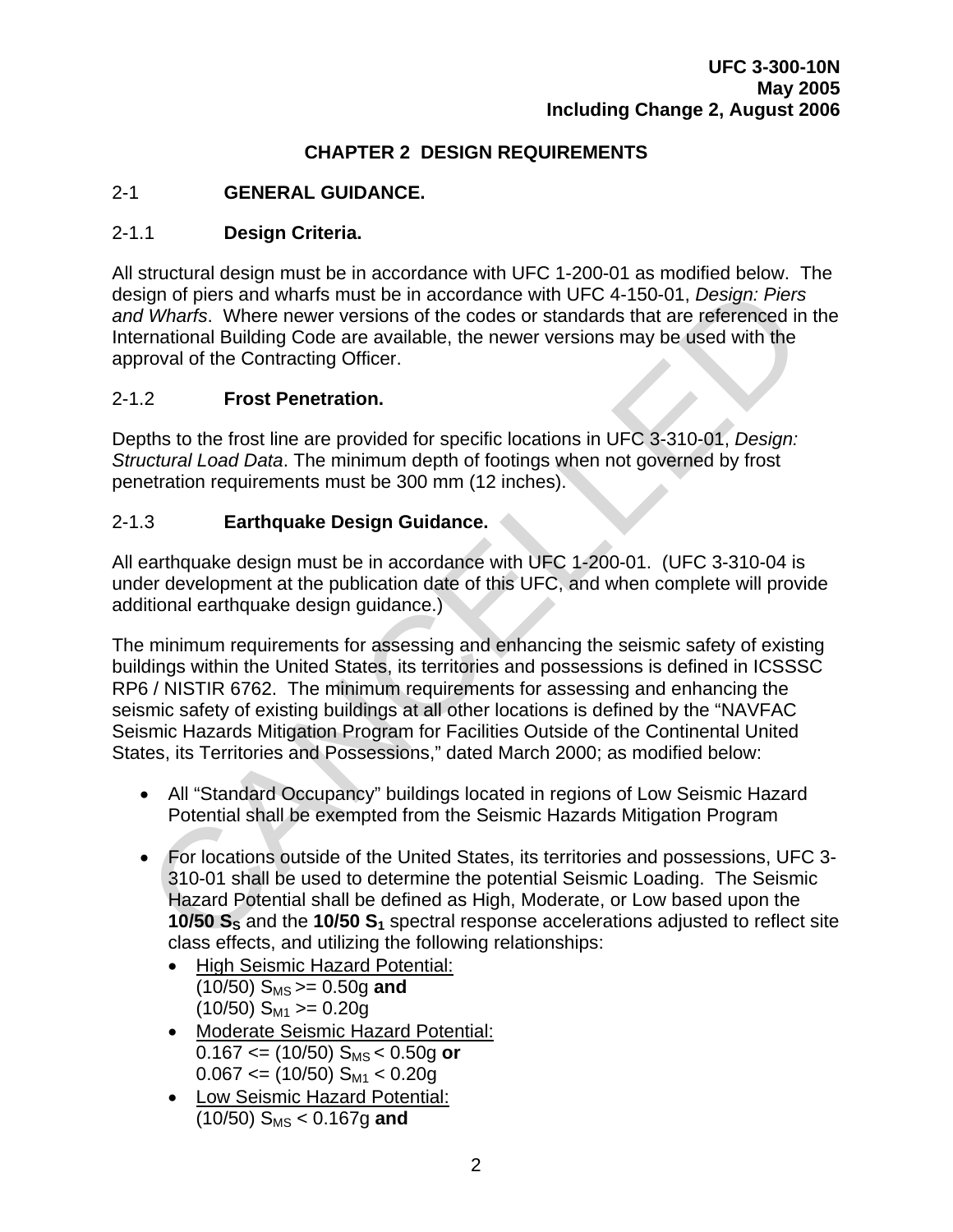# CHAPTER 2 DESIGN REQUIREMENTS

## 2-1 GENERAL GUIDANCE.

### 2-1.1 Design Criteria.

All structural design must be in accordance with UFC 1-200-01 as modified below. The design of piers and wharfs must be in accordance with UFC 4-150-01, *Design: Piers and Wharfs*. Where newer versions of the codes or standards that are referenced in the International Building Code are available, the newer versions may be used with the approval of the Contracting Officer.

### 2-1.2 Frost Penetration.

Depths to the frost line are provided for specific locations in UFC 3-310-01, *Design: Structural Load Data*. The minimum depth of footings when not governed by frost penetration requirements must be 300 mm (12 inches).

### 2-1.3 Earthquake Design Guidance.

All earthquake design must be in accordance with UFC 1-200-01. (UFC 3-310-04 is under development at the publication date of this UFC, and when complete will provide additional earthquake design guidance.)

The minimum requirements for assessing and enhancing the seismic safety of existing buildings within the United States, its territories and possessions is defined in ICSSSC RP6 / NISTIR 6762. The minimum requirements for assessing and enhancing the seismic safety of existing buildings at all other locations is defined by the "NAVFAC Seismic Hazards Mitigation Program for Facilities Outside of the Continental United States, its Territories and Possessions," dated March 2000; as modified below:

- All "Standard Occupancy" buildings located in regions of Low Seismic Hazard Potential shall be exempted from the Seismic Hazards Mitigation Program

- For locations outside of the United States, its territories and possessions, UFC 3-310-01 shall be used to determine the potential Seismic Loading. The Seismic Hazard Potential shall be defined as High, Moderate, or Low based upon the **10/50 $S_S$** and the **10/50 $S_1$** spectral response accelerations adjusted to reflect site class effects, and utilizing the following relationships:
  - High Seismic Hazard Potential:
    (10/50) $S_{MS}$ >= 0.50g **and**
    (10/50) $S_{M1}$ >= 0.20g
  - Moderate Seismic Hazard Potential:
    0.167 <= (10/50) $S_{MS}$ < 0.50g **or**
    0.067 <= (10/50) $S_{M1}$ < 0.20g
  - Low Seismic Hazard Potential:
    (10/50) $S_{MS}$ < 0.167g **and**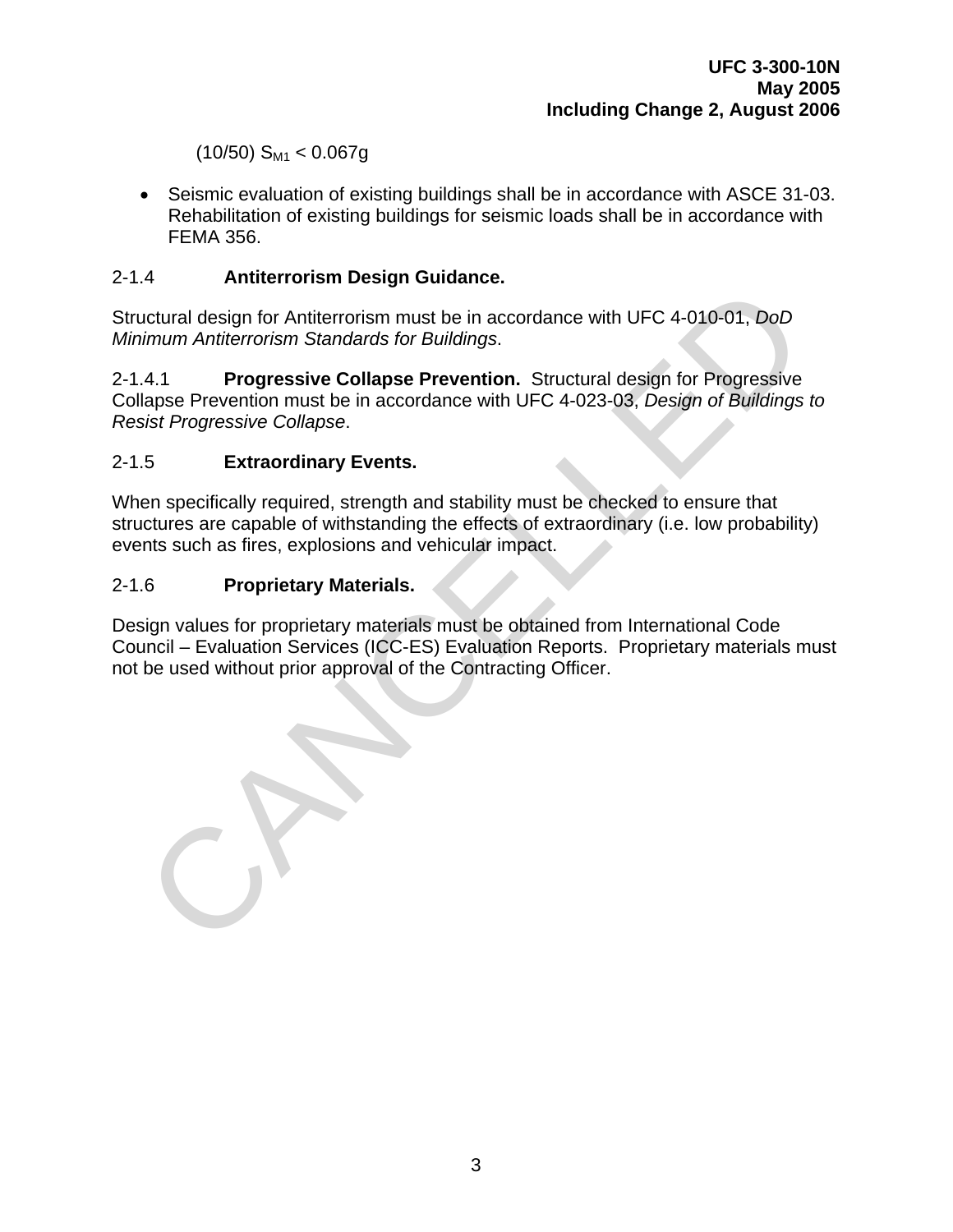(10/50) $S_{M1} < 0.067g$

- Seismic evaluation of existing buildings shall be in accordance with ASCE 31-03. Rehabilitation of existing buildings for seismic loads shall be in accordance with FEMA 356.

### 2-1.4 Antiterrorism Design Guidance.

Structural design for Antiterrorism must be in accordance with UFC 4-010-01, *DoD Minimum Antiterrorism Standards for Buildings*.

2-1.4.1 **Progressive Collapse Prevention.** Structural design for Progressive Collapse Prevention must be in accordance with UFC 4-023-03, *Design of Buildings to Resist Progressive Collapse*.

### 2-1.5 Extraordinary Events.

When specifically required, strength and stability must be checked to ensure that structures are capable of withstanding the effects of extraordinary (i.e. low probability) events such as fires, explosions and vehicular impact.

### 2-1.6 Proprietary Materials.

Design values for proprietary materials must be obtained from International Code Council – Evaluation Services (ICC-ES) Evaluation Reports. Proprietary materials must not be used without prior approval of the Contracting Officer.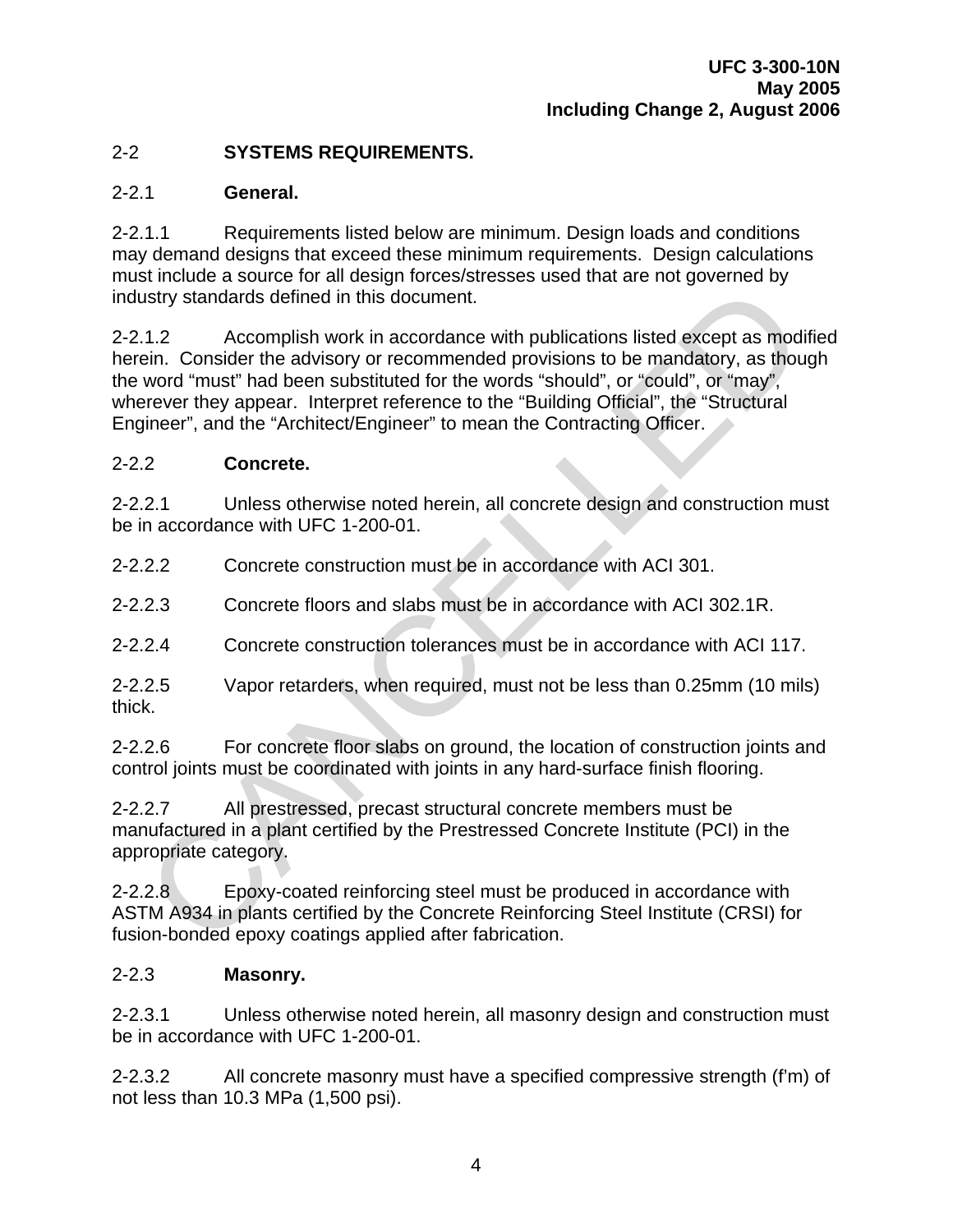## 2-2 SYSTEMS REQUIREMENTS.

### 2-2.1 General.

2-2.1.1 Requirements listed below are minimum. Design loads and conditions may demand designs that exceed these minimum requirements. Design calculations must include a source for all design forces/stresses used that are not governed by industry standards defined in this document.

2-2.1.2 Accomplish work in accordance with publications listed except as modified herein. Consider the advisory or recommended provisions to be mandatory, as though the word "must" had been substituted for the words "should", or "could", or "may", wherever they appear. Interpret reference to the "Building Official", the "Structural Engineer", and the "Architect/Engineer" to mean the Contracting Officer.

### 2-2.2 Concrete.

2-2.2.1 Unless otherwise noted herein, all concrete design and construction must be in accordance with UFC 1-200-01.

2-2.2.2 Concrete construction must be in accordance with ACI 301.

2-2.2.3 Concrete floors and slabs must be in accordance with ACI 302.1R.

2-2.2.4 Concrete construction tolerances must be in accordance with ACI 117.

2-2.2.5 Vapor retarders, when required, must not be less than 0.25mm (10 mils) thick.

2-2.2.6 For concrete floor slabs on ground, the location of construction joints and control joints must be coordinated with joints in any hard-surface finish flooring.

2-2.2.7 All prestressed, precast structural concrete members must be manufactured in a plant certified by the Prestressed Concrete Institute (PCI) in the appropriate category.

2-2.2.8 Epoxy-coated reinforcing steel must be produced in accordance with ASTM A934 in plants certified by the Concrete Reinforcing Steel Institute (CRSI) for fusion-bonded epoxy coatings applied after fabrication.

### 2-2.3 Masonry.

2-2.3.1 Unless otherwise noted herein, all masonry design and construction must be in accordance with UFC 1-200-01.

2-2.3.2 All concrete masonry must have a specified compressive strength (f'm) of not less than 10.3 MPa (1,500 psi).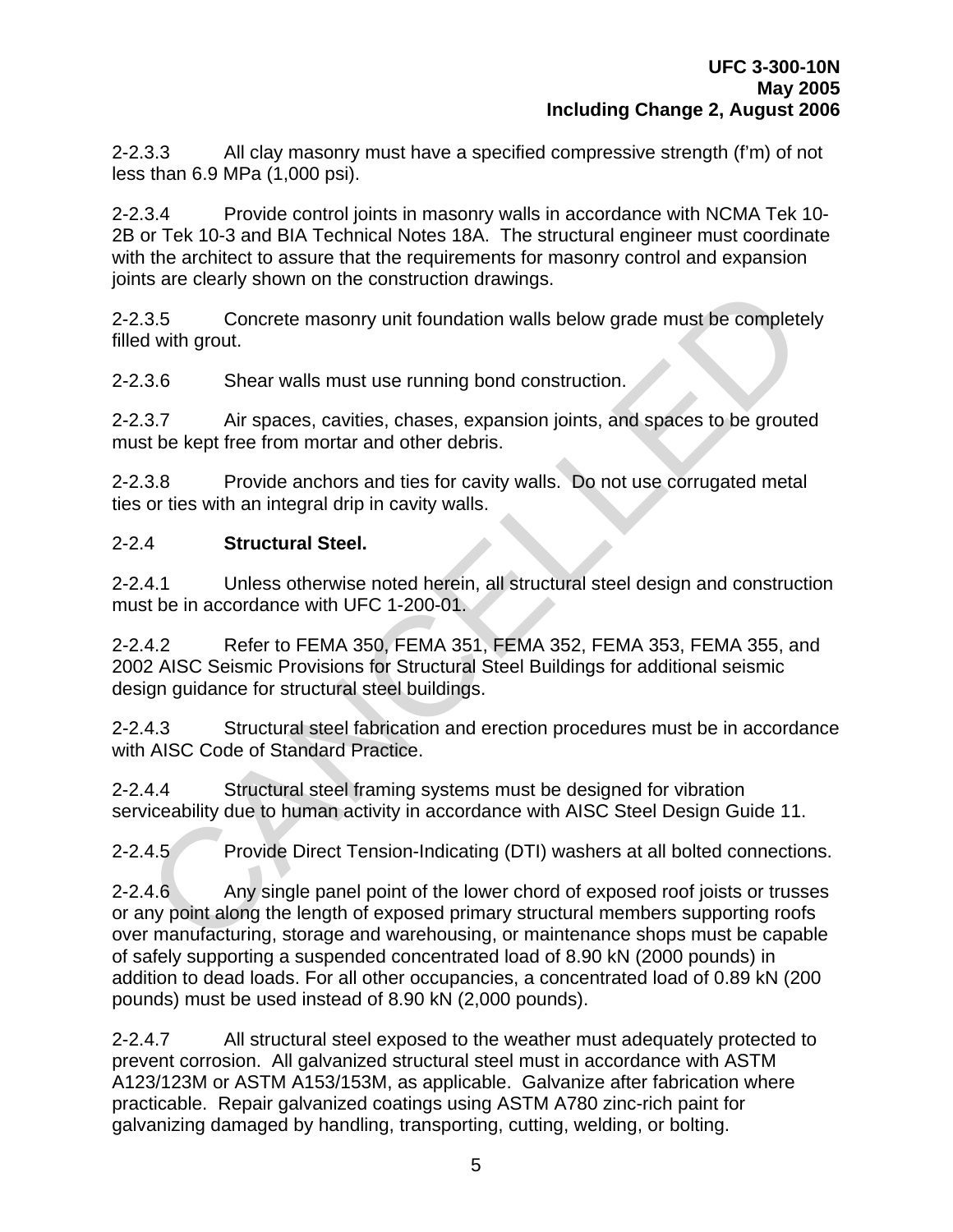2-2.3.3 All clay masonry must have a specified compressive strength (f'm) of not less than 6.9 MPa (1,000 psi).

2-2.3.4 Provide control joints in masonry walls in accordance with NCMA Tek 10-2B or Tek 10-3 and BIA Technical Notes 18A. The structural engineer must coordinate with the architect to assure that the requirements for masonry control and expansion joints are clearly shown on the construction drawings.

2-2.3.5 Concrete masonry unit foundation walls below grade must be completely filled with grout.

2-2.3.6 Shear walls must use running bond construction.

2-2.3.7 Air spaces, cavities, chases, expansion joints, and spaces to be grouted must be kept free from mortar and other debris.

2-2.3.8 Provide anchors and ties for cavity walls. Do not use corrugated metal ties or ties with an integral drip in cavity walls.

2-2.4 **Structural Steel.**

2-2.4.1 Unless otherwise noted herein, all structural steel design and construction must be in accordance with UFC 1-200-01.

2-2.4.2 Refer to FEMA 350, FEMA 351, FEMA 352, FEMA 353, FEMA 355, and 2002 AISC Seismic Provisions for Structural Steel Buildings for additional seismic design guidance for structural steel buildings.

2-2.4.3 Structural steel fabrication and erection procedures must be in accordance with AISC Code of Standard Practice.

2-2.4.4 Structural steel framing systems must be designed for vibration serviceability due to human activity in accordance with AISC Steel Design Guide 11.

2-2.4.5 Provide Direct Tension-Indicating (DTI) washers at all bolted connections.

2-2.4.6 Any single panel point of the lower chord of exposed roof joists or trusses or any point along the length of exposed primary structural members supporting roofs over manufacturing, storage and warehousing, or maintenance shops must be capable of safely supporting a suspended concentrated load of 8.90 kN (2000 pounds) in addition to dead loads. For all other occupancies, a concentrated load of 0.89 kN (200 pounds) must be used instead of 8.90 kN (2,000 pounds).

2-2.4.7 All structural steel exposed to the weather must adequately protected to prevent corrosion. All galvanized structural steel must in accordance with ASTM A123/123M or ASTM A153/153M, as applicable. Galvanize after fabrication where practicable. Repair galvanized coatings using ASTM A780 zinc-rich paint for galvanizing damaged by handling, transporting, cutting, welding, or bolting.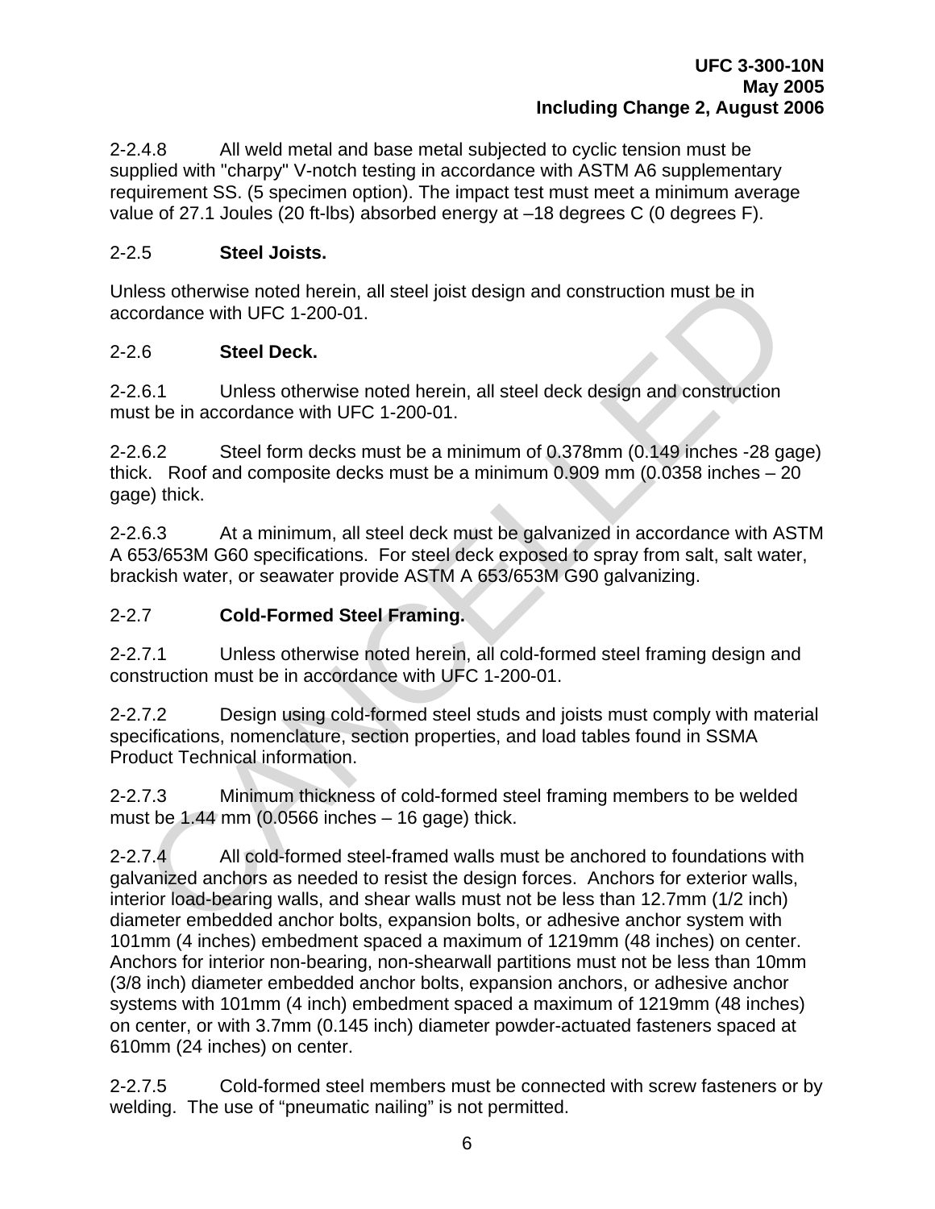2-2.4.8 All weld metal and base metal subjected to cyclic tension must be supplied with "charpy" V-notch testing in accordance with ASTM A6 supplementary requirement SS. (5 specimen option). The impact test must meet a minimum average value of 27.1 Joules (20 ft-lbs) absorbed energy at –18 degrees C (0 degrees F).

### 2-2.5 **Steel Joists.**

Unless otherwise noted herein, all steel joist design and construction must be in accordance with UFC 1-200-01.

### 2-2.6 **Steel Deck.**

2-2.6.1 Unless otherwise noted herein, all steel deck design and construction must be in accordance with UFC 1-200-01.

2-2.6.2 Steel form decks must be a minimum of 0.378mm (0.149 inches -28 gage) thick. Roof and composite decks must be a minimum 0.909 mm (0.0358 inches – 20 gage) thick.

2-2.6.3 At a minimum, all steel deck must be galvanized in accordance with ASTM A 653/653M G60 specifications. For steel deck exposed to spray from salt, salt water, brackish water, or seawater provide ASTM A 653/653M G90 galvanizing.

### 2-2.7 **Cold-Formed Steel Framing.**

2-2.7.1 Unless otherwise noted herein, all cold-formed steel framing design and construction must be in accordance with UFC 1-200-01.

2-2.7.2 Design using cold-formed steel studs and joists must comply with material specifications, nomenclature, section properties, and load tables found in SSMA Product Technical information.

2-2.7.3 Minimum thickness of cold-formed steel framing members to be welded must be 1.44 mm (0.0566 inches – 16 gage) thick.

2-2.7.4 All cold-formed steel-framed walls must be anchored to foundations with galvanized anchors as needed to resist the design forces. Anchors for exterior walls, interior load-bearing walls, and shear walls must not be less than 12.7mm (1/2 inch) diameter embedded anchor bolts, expansion bolts, or adhesive anchor system with 101mm (4 inches) embedment spaced a maximum of 1219mm (48 inches) on center. Anchors for interior non-bearing, non-shearwall partitions must not be less than 10mm (3/8 inch) diameter embedded anchor bolts, expansion anchors, or adhesive anchor systems with 101mm (4 inch) embedment spaced a maximum of 1219mm (48 inches) on center, or with 3.7mm (0.145 inch) diameter powder-actuated fasteners spaced at 610mm (24 inches) on center.

2-2.7.5 Cold-formed steel members must be connected with screw fasteners or by welding. The use of "pneumatic nailing" is not permitted.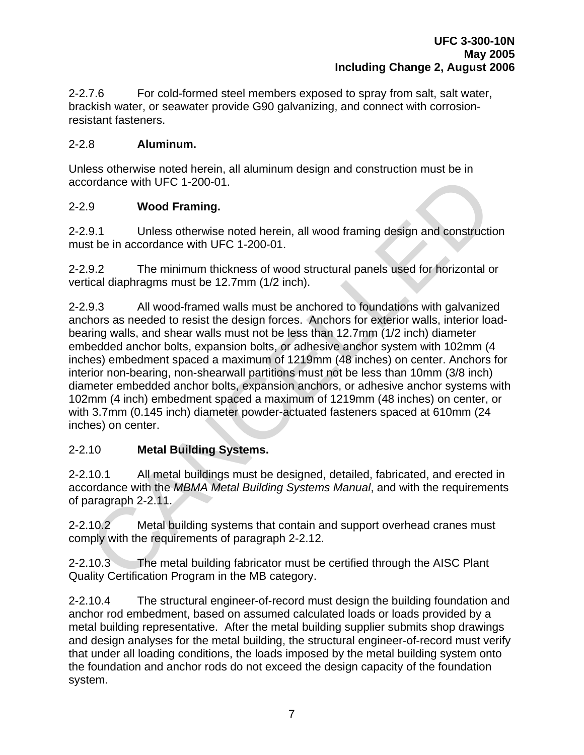2-2.7.6 For cold-formed steel members exposed to spray from salt, salt water, brackish water, or seawater provide G90 galvanizing, and connect with corrosion-resistant fasteners.

### 2-2.8 **Aluminum.**

Unless otherwise noted herein, all aluminum design and construction must be in accordance with UFC 1-200-01.

### 2-2.9 **Wood Framing.**

2-2.9.1 Unless otherwise noted herein, all wood framing design and construction must be in accordance with UFC 1-200-01.

2-2.9.2 The minimum thickness of wood structural panels used for horizontal or vertical diaphragms must be 12.7mm (1/2 inch).

2-2.9.3 All wood-framed walls must be anchored to foundations with galvanized anchors as needed to resist the design forces. Anchors for exterior walls, interior load-bearing walls, and shear walls must not be less than 12.7mm (1/2 inch) diameter embedded anchor bolts, expansion bolts, or adhesive anchor system with 102mm (4 inches) embedment spaced a maximum of 1219mm (48 inches) on center. Anchors for interior non-bearing, non-shearwall partitions must not be less than 10mm (3/8 inch) diameter embedded anchor bolts, expansion anchors, or adhesive anchor systems with 102mm (4 inch) embedment spaced a maximum of 1219mm (48 inches) on center, or with 3.7mm (0.145 inch) diameter powder-actuated fasteners spaced at 610mm (24 inches) on center.

### 2-2.10 **Metal Building Systems.**

2-2.10.1 All metal buildings must be designed, detailed, fabricated, and erected in accordance with the *MBMA Metal Building Systems Manual*, and with the requirements of paragraph 2-2.11.

2-2.10.2 Metal building systems that contain and support overhead cranes must comply with the requirements of paragraph 2-2.12.

2-2.10.3 The metal building fabricator must be certified through the AISC Plant Quality Certification Program in the MB category.

2-2.10.4 The structural engineer-of-record must design the building foundation and anchor rod embedment, based on assumed calculated loads or loads provided by a metal building representative. After the metal building supplier submits shop drawings and design analyses for the metal building, the structural engineer-of-record must verify that under all loading conditions, the loads imposed by the metal building system onto the foundation and anchor rods do not exceed the design capacity of the foundation system.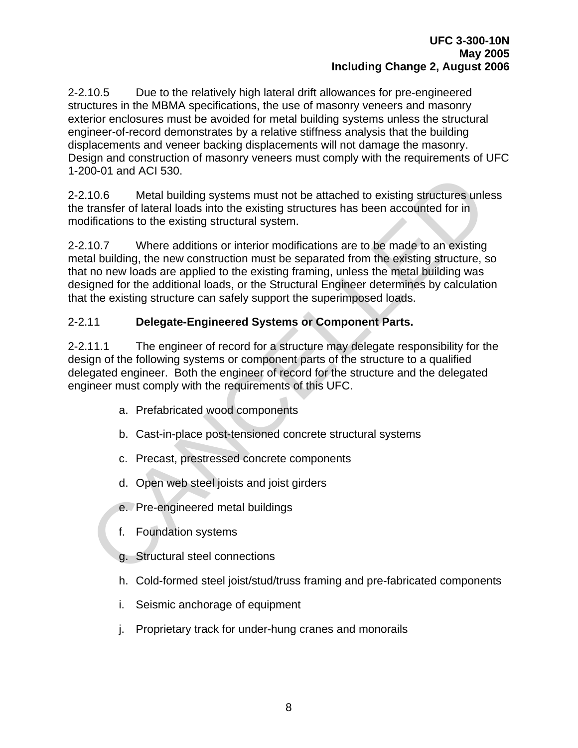2-2.10.5 Due to the relatively high lateral drift allowances for pre-engineered structures in the MBMA specifications, the use of masonry veneers and masonry exterior enclosures must be avoided for metal building systems unless the structural engineer-of-record demonstrates by a relative stiffness analysis that the building displacements and veneer backing displacements will not damage the masonry. Design and construction of masonry veneers must comply with the requirements of UFC 1-200-01 and ACI 530.

2-2.10.6 Metal building systems must not be attached to existing structures unless the transfer of lateral loads into the existing structures has been accounted for in modifications to the existing structural system.

2-2.10.7 Where additions or interior modifications are to be made to an existing metal building, the new construction must be separated from the existing structure, so that no new loads are applied to the existing framing, unless the metal building was designed for the additional loads, or the Structural Engineer determines by calculation that the existing structure can safely support the superimposed loads.

## 2-2.11 Delegate-Engineered Systems or Component Parts.

2-2.11.1 The engineer of record for a structure may delegate responsibility for the design of the following systems or component parts of the structure to a qualified delegated engineer. Both the engineer of record for the structure and the delegated engineer must comply with the requirements of this UFC.

a. Prefabricated wood components

b. Cast-in-place post-tensioned concrete structural systems

c. Precast, prestressed concrete components

d. Open web steel joists and joist girders

e. Pre-engineered metal buildings

f. Foundation systems

g. Structural steel connections

h. Cold-formed steel joist/stud/truss framing and pre-fabricated components

i. Seismic anchorage of equipment

j. Proprietary track for under-hung cranes and monorails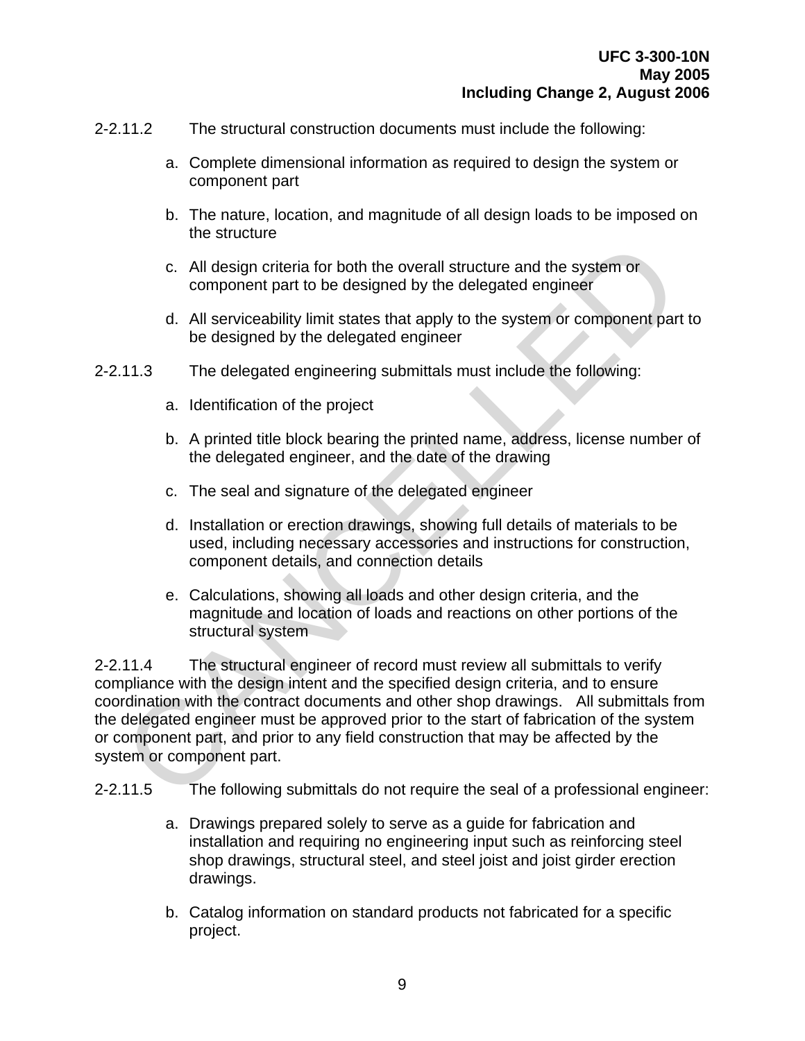2-2.11.2 The structural construction documents must include the following:

a. Complete dimensional information as required to design the system or component part

b. The nature, location, and magnitude of all design loads to be imposed on the structure

c. All design criteria for both the overall structure and the system or component part to be designed by the delegated engineer

d. All serviceability limit states that apply to the system or component part to be designed by the delegated engineer

2-2.11.3 The delegated engineering submittals must include the following:

a. Identification of the project

b. A printed title block bearing the printed name, address, license number of the delegated engineer, and the date of the drawing

c. The seal and signature of the delegated engineer

d. Installation or erection drawings, showing full details of materials to be used, including necessary accessories and instructions for construction, component details, and connection details

e. Calculations, showing all loads and other design criteria, and the magnitude and location of loads and reactions on other portions of the structural system

2-2.11.4 The structural engineer of record must review all submittals to verify compliance with the design intent and the specified design criteria, and to ensure coordination with the contract documents and other shop drawings. All submittals from the delegated engineer must be approved prior to the start of fabrication of the system or component part, and prior to any field construction that may be affected by the system or component part.

2-2.11.5 The following submittals do not require the seal of a professional engineer:

a. Drawings prepared solely to serve as a guide for fabrication and installation and requiring no engineering input such as reinforcing steel shop drawings, structural steel, and steel joist and joist girder erection drawings.

b. Catalog information on standard products not fabricated for a specific project.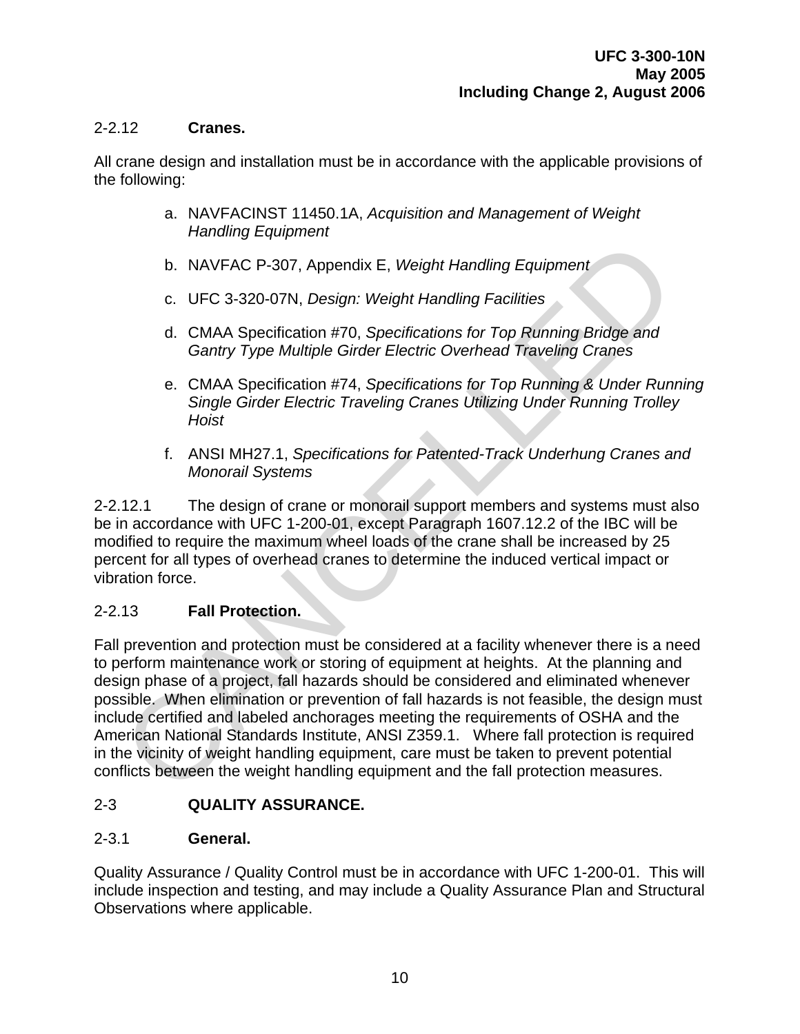2-2.12 **Cranes.**

All crane design and installation must be in accordance with the applicable provisions of the following:

a. NAVFACINST 11450.1A, *Acquisition and Management of Weight Handling Equipment*

b. NAVFAC P-307, Appendix E, *Weight Handling Equipment*

c. UFC 3-320-07N, *Design: Weight Handling Facilities*

d. CMAA Specification #70, *Specifications for Top Running Bridge and Gantry Type Multiple Girder Electric Overhead Traveling Cranes*

e. CMAA Specification #74, *Specifications for Top Running & Under Running Single Girder Electric Traveling Cranes Utilizing Under Running Trolley Hoist*

f. ANSI MH27.1, *Specifications for Patented-Track Underhung Cranes and Monorail Systems*

2-2.12.1 The design of crane or monorail support members and systems must also be in accordance with UFC 1-200-01, except Paragraph 1607.12.2 of the IBC will be modified to require the maximum wheel loads of the crane shall be increased by 25 percent for all types of overhead cranes to determine the induced vertical impact or vibration force.

2-2.13 **Fall Protection.**

Fall prevention and protection must be considered at a facility whenever there is a need to perform maintenance work or storing of equipment at heights. At the planning and design phase of a project, fall hazards should be considered and eliminated whenever possible. When elimination or prevention of fall hazards is not feasible, the design must include certified and labeled anchorages meeting the requirements of OSHA and the American National Standards Institute, ANSI Z359.1. Where fall protection is required in the vicinity of weight handling equipment, care must be taken to prevent potential conflicts between the weight handling equipment and the fall protection measures.

## 2-3 QUALITY ASSURANCE.

### 2-3.1 General.

Quality Assurance / Quality Control must be in accordance with UFC 1-200-01. This will include inspection and testing, and may include a Quality Assurance Plan and Structural Observations where applicable.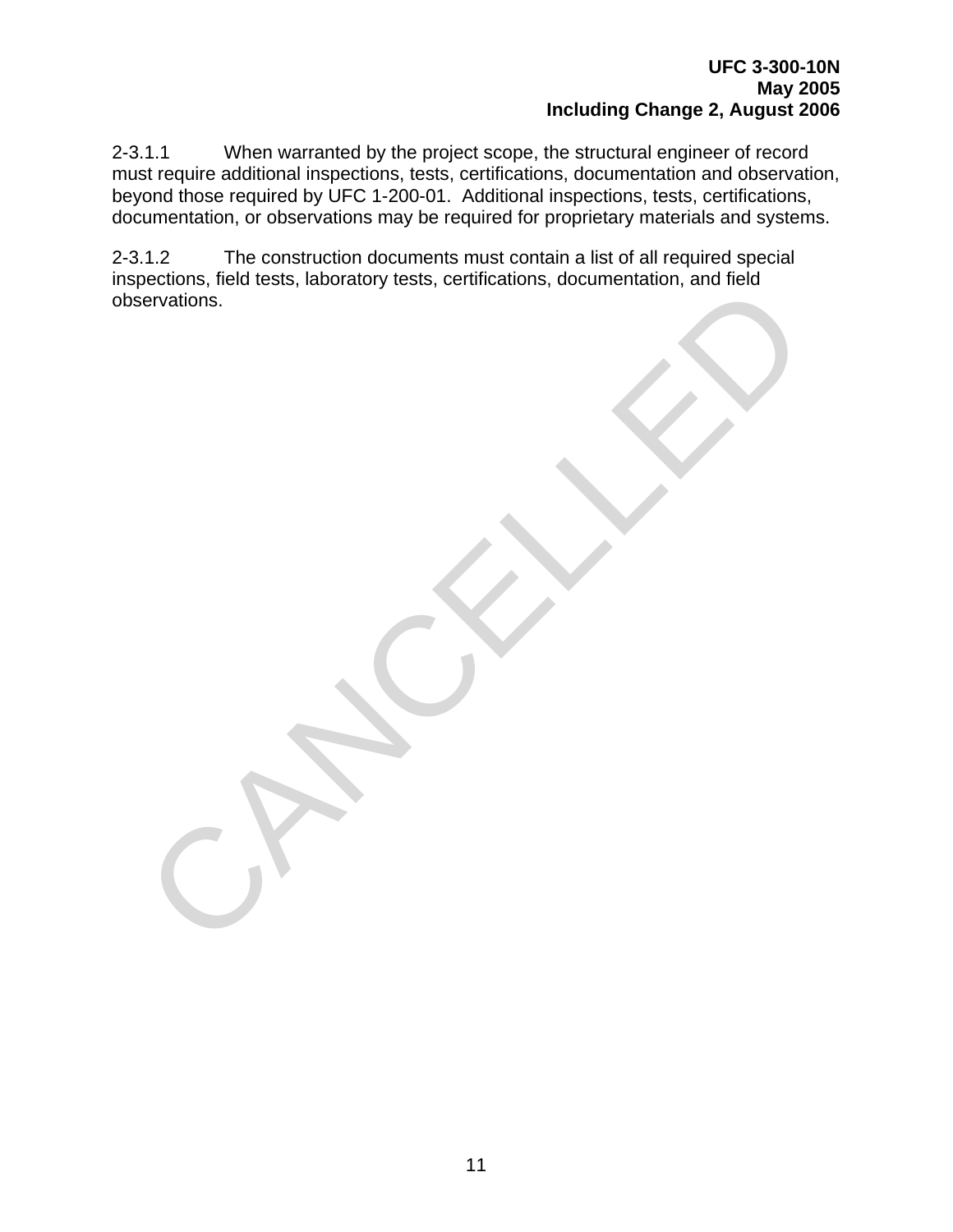2-3.1.1 When warranted by the project scope, the structural engineer of record must require additional inspections, tests, certifications, documentation and observation, beyond those required by UFC 1-200-01. Additional inspections, tests, certifications, documentation, or observations may be required for proprietary materials and systems.

2-3.1.2 The construction documents must contain a list of all required special inspections, field tests, laboratory tests, certifications, documentation, and field observations.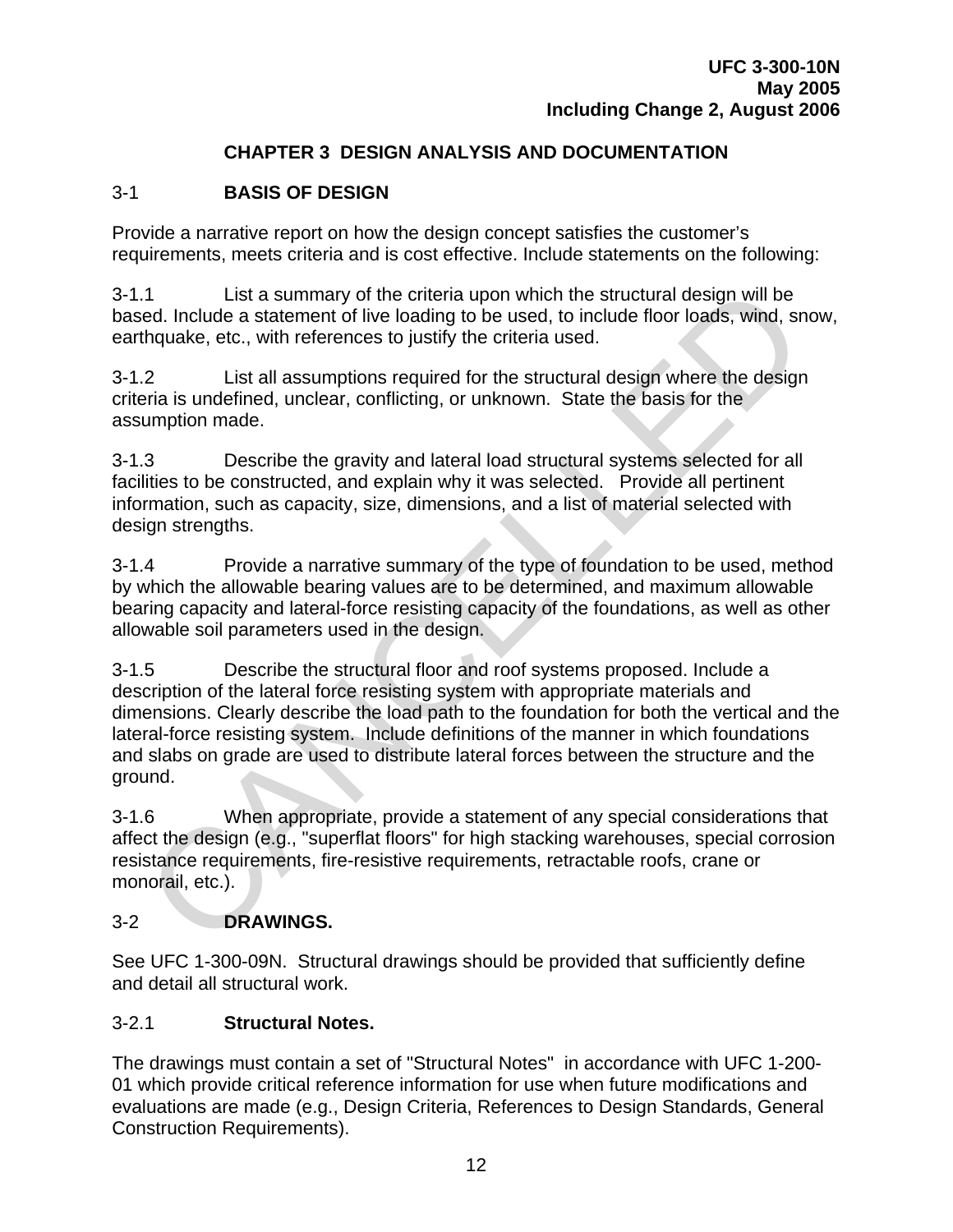# CHAPTER 3 DESIGN ANALYSIS AND DOCUMENTATION

## 3-1 BASIS OF DESIGN

Provide a narrative report on how the design concept satisfies the customer's requirements, meets criteria and is cost effective. Include statements on the following:

3-1.1 List a summary of the criteria upon which the structural design will be based. Include a statement of live loading to be used, to include floor loads, wind, snow, earthquake, etc., with references to justify the criteria used.

3-1.2 List all assumptions required for the structural design where the design criteria is undefined, unclear, conflicting, or unknown. State the basis for the assumption made.

3-1.3 Describe the gravity and lateral load structural systems selected for all facilities to be constructed, and explain why it was selected. Provide all pertinent information, such as capacity, size, dimensions, and a list of material selected with design strengths.

3-1.4 Provide a narrative summary of the type of foundation to be used, method by which the allowable bearing values are to be determined, and maximum allowable bearing capacity and lateral-force resisting capacity of the foundations, as well as other allowable soil parameters used in the design.

3-1.5 Describe the structural floor and roof systems proposed. Include a description of the lateral force resisting system with appropriate materials and dimensions. Clearly describe the load path to the foundation for both the vertical and the lateral-force resisting system. Include definitions of the manner in which foundations and slabs on grade are used to distribute lateral forces between the structure and the ground.

3-1.6 When appropriate, provide a statement of any special considerations that affect the design (e.g., "superflat floors" for high stacking warehouses, special corrosion resistance requirements, fire-resistive requirements, retractable roofs, crane or monorail, etc.).

## 3-2 DRAWINGS.

See UFC 1-300-09N. Structural drawings should be provided that sufficiently define and detail all structural work.

### 3-2.1 Structural Notes.

The drawings must contain a set of "Structural Notes" in accordance with UFC 1-200-01 which provide critical reference information for use when future modifications and evaluations are made (e.g., Design Criteria, References to Design Standards, General Construction Requirements).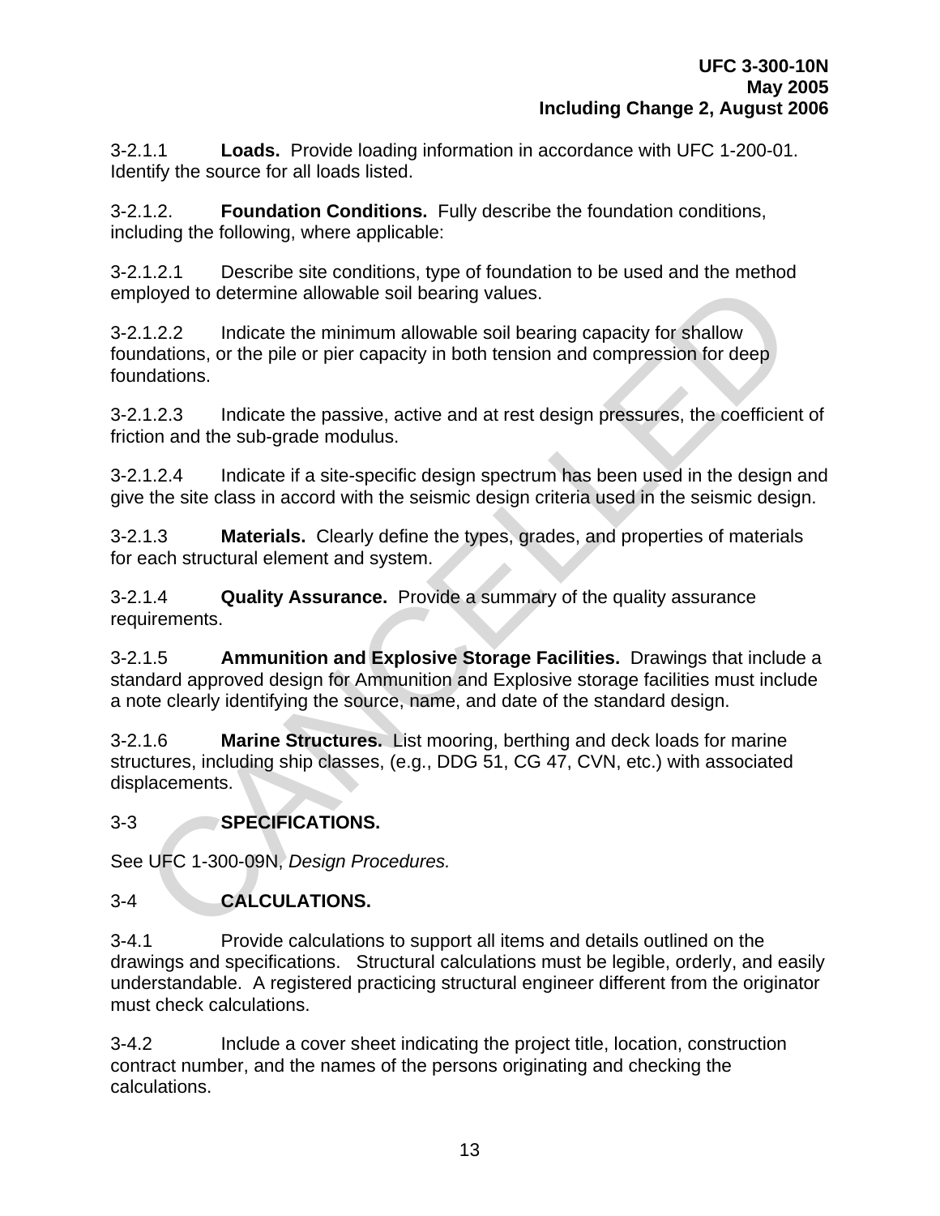3-2.1.1 **Loads.** Provide loading information in accordance with UFC 1-200-01. Identify the source for all loads listed.

3-2.1.2. **Foundation Conditions.** Fully describe the foundation conditions, including the following, where applicable:

3-2.1.2.1 Describe site conditions, type of foundation to be used and the method employed to determine allowable soil bearing values.

3-2.1.2.2 Indicate the minimum allowable soil bearing capacity for shallow foundations, or the pile or pier capacity in both tension and compression for deep foundations.

3-2.1.2.3 Indicate the passive, active and at rest design pressures, the coefficient of friction and the sub-grade modulus.

3-2.1.2.4 Indicate if a site-specific design spectrum has been used in the design and give the site class in accord with the seismic design criteria used in the seismic design.

3-2.1.3 **Materials.** Clearly define the types, grades, and properties of materials for each structural element and system.

3-2.1.4 **Quality Assurance.** Provide a summary of the quality assurance requirements.

3-2.1.5 **Ammunition and Explosive Storage Facilities.** Drawings that include a standard approved design for Ammunition and Explosive storage facilities must include a note clearly identifying the source, name, and date of the standard design.

3-2.1.6 **Marine Structures.** List mooring, berthing and deck loads for marine structures, including ship classes, (e.g., DDG 51, CG 47, CVN, etc.) with associated displacements.

## 3-3 SPECIFICATIONS.

See UFC 1-300-09N, *Design Procedures.*

## 3-4 CALCULATIONS.

3-4.1 Provide calculations to support all items and details outlined on the drawings and specifications. Structural calculations must be legible, orderly, and easily understandable. A registered practicing structural engineer different from the originator must check calculations.

3-4.2 Include a cover sheet indicating the project title, location, construction contract number, and the names of the persons originating and checking the calculations.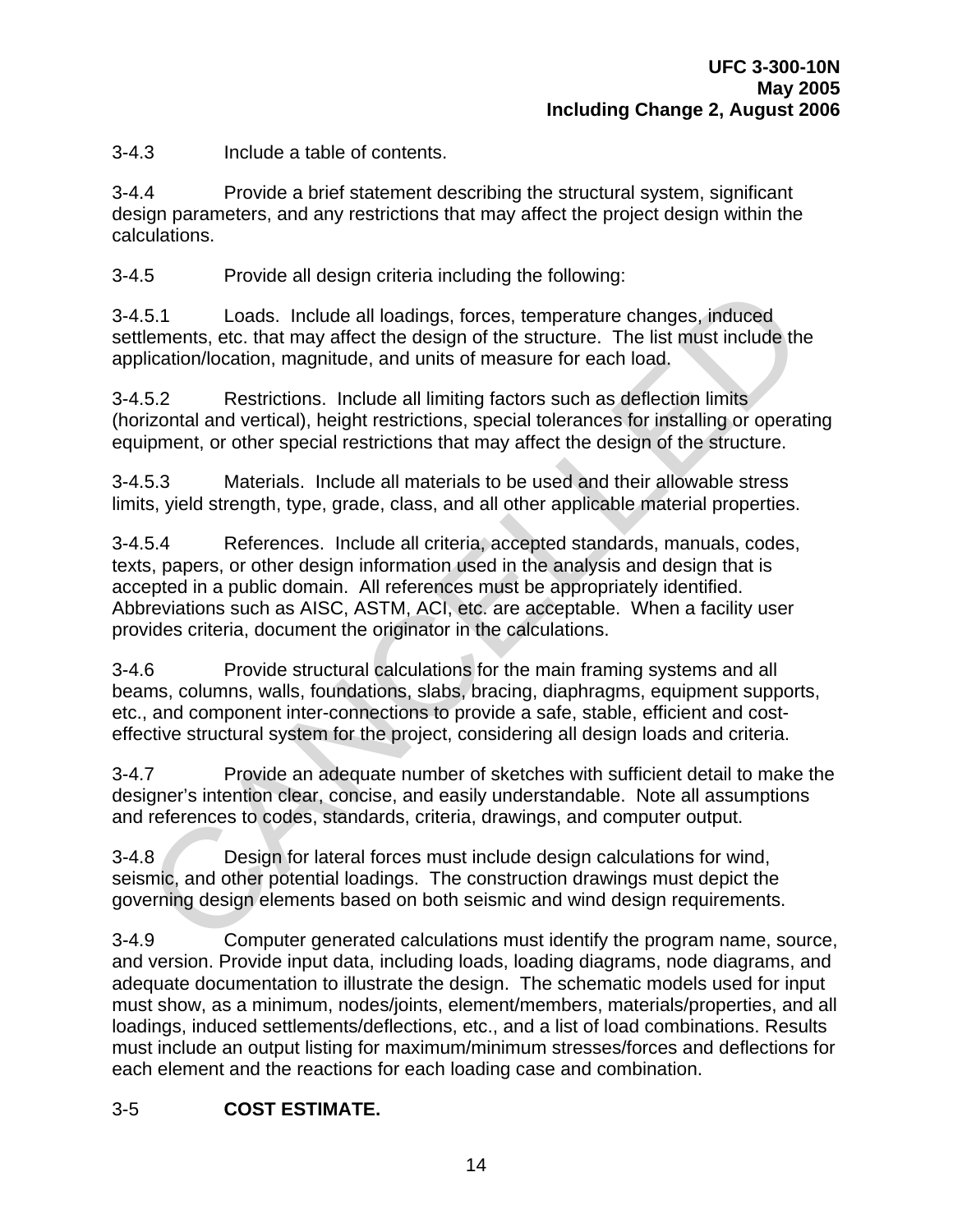3-4.3 Include a table of contents.

3-4.4 Provide a brief statement describing the structural system, significant design parameters, and any restrictions that may affect the project design within the calculations.

3-4.5 Provide all design criteria including the following:

3-4.5.1 Loads. Include all loadings, forces, temperature changes, induced settlements, etc. that may affect the design of the structure. The list must include the application/location, magnitude, and units of measure for each load.

3-4.5.2 Restrictions. Include all limiting factors such as deflection limits (horizontal and vertical), height restrictions, special tolerances for installing or operating equipment, or other special restrictions that may affect the design of the structure.

3-4.5.3 Materials. Include all materials to be used and their allowable stress limits, yield strength, type, grade, class, and all other applicable material properties.

3-4.5.4 References. Include all criteria, accepted standards, manuals, codes, texts, papers, or other design information used in the analysis and design that is accepted in a public domain. All references must be appropriately identified. Abbreviations such as AISC, ASTM, ACI, etc. are acceptable. When a facility user provides criteria, document the originator in the calculations.

3-4.6 Provide structural calculations for the main framing systems and all beams, columns, walls, foundations, slabs, bracing, diaphragms, equipment supports, etc., and component inter-connections to provide a safe, stable, efficient and cost-effective structural system for the project, considering all design loads and criteria.

3-4.7 Provide an adequate number of sketches with sufficient detail to make the designer's intention clear, concise, and easily understandable. Note all assumptions and references to codes, standards, criteria, drawings, and computer output.

3-4.8 Design for lateral forces must include design calculations for wind, seismic, and other potential loadings. The construction drawings must depict the governing design elements based on both seismic and wind design requirements.

3-4.9 Computer generated calculations must identify the program name, source, and version. Provide input data, including loads, loading diagrams, node diagrams, and adequate documentation to illustrate the design. The schematic models used for input must show, as a minimum, nodes/joints, element/members, materials/properties, and all loadings, induced settlements/deflections, etc., and a list of load combinations. Results must include an output listing for maximum/minimum stresses/forces and deflections for each element and the reactions for each loading case and combination.

## 3-5 COST ESTIMATE.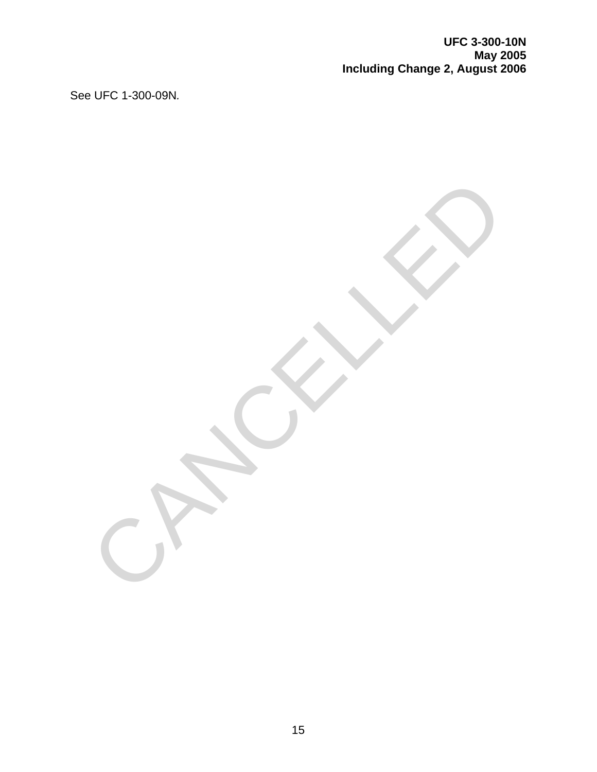See UFC 1-300-09N.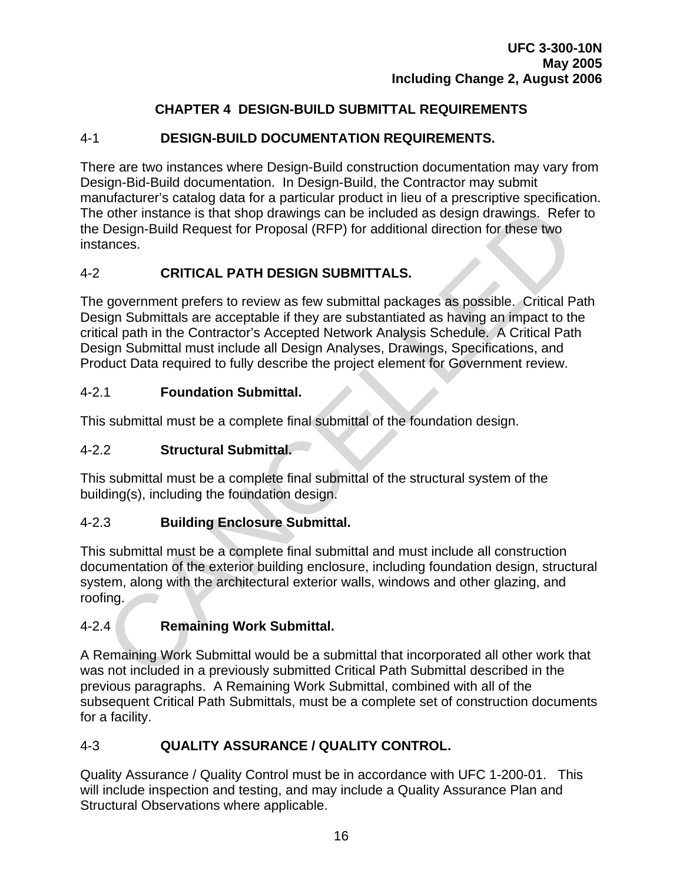# CHAPTER 4 DESIGN-BUILD SUBMITTAL REQUIREMENTS

## 4-1 DESIGN-BUILD DOCUMENTATION REQUIREMENTS.

There are two instances where Design-Build construction documentation may vary from Design-Bid-Build documentation. In Design-Build, the Contractor may submit manufacturer's catalog data for a particular product in lieu of a prescriptive specification. The other instance is that shop drawings can be included as design drawings. Refer to the Design-Build Request for Proposal (RFP) for additional direction for these two instances.

## 4-2 CRITICAL PATH DESIGN SUBMITTALS.

The government prefers to review as few submittal packages as possible. Critical Path Design Submittals are acceptable if they are substantiated as having an impact to the critical path in the Contractor's Accepted Network Analysis Schedule. A Critical Path Design Submittal must include all Design Analyses, Drawings, Specifications, and Product Data required to fully describe the project element for Government review.

### 4-2.1 Foundation Submittal.

This submittal must be a complete final submittal of the foundation design.

### 4-2.2 Structural Submittal.

This submittal must be a complete final submittal of the structural system of the building(s), including the foundation design.

### 4-2.3 Building Enclosure Submittal.

This submittal must be a complete final submittal and must include all construction documentation of the exterior building enclosure, including foundation design, structural system, along with the architectural exterior walls, windows and other glazing, and roofing.

### 4-2.4 Remaining Work Submittal.

A Remaining Work Submittal would be a submittal that incorporated all other work that was not included in a previously submitted Critical Path Submittal described in the previous paragraphs. A Remaining Work Submittal, combined with all of the subsequent Critical Path Submittals, must be a complete set of construction documents for a facility.

## 4-3 QUALITY ASSURANCE / QUALITY CONTROL.

Quality Assurance / Quality Control must be in accordance with UFC 1-200-01. This will include inspection and testing, and may include a Quality Assurance Plan and Structural Observations where applicable.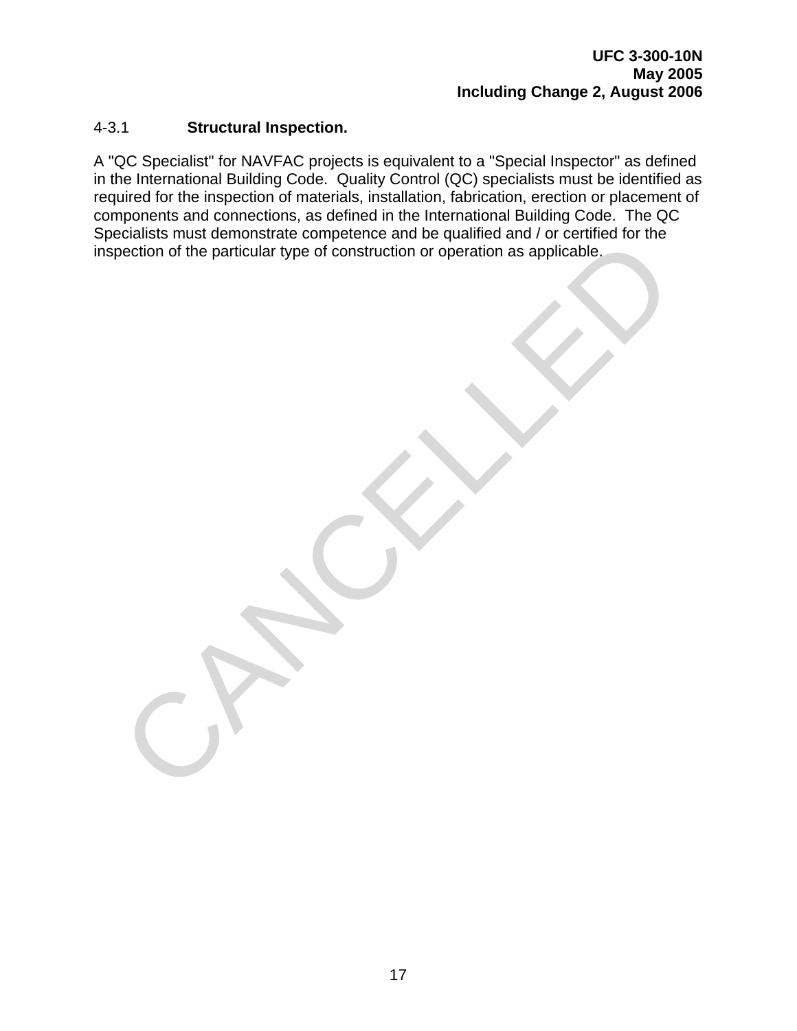#### 4-3.1 **Structural Inspection.**

A "QC Specialist" for NAVFAC projects is equivalent to a "Special Inspector" as defined in the International Building Code. Quality Control (QC) specialists must be identified as required for the inspection of materials, installation, fabrication, erection or placement of components and connections, as defined in the International Building Code. The QC Specialists must demonstrate competence and be qualified and / or certified for the inspection of the particular type of construction or operation as applicable.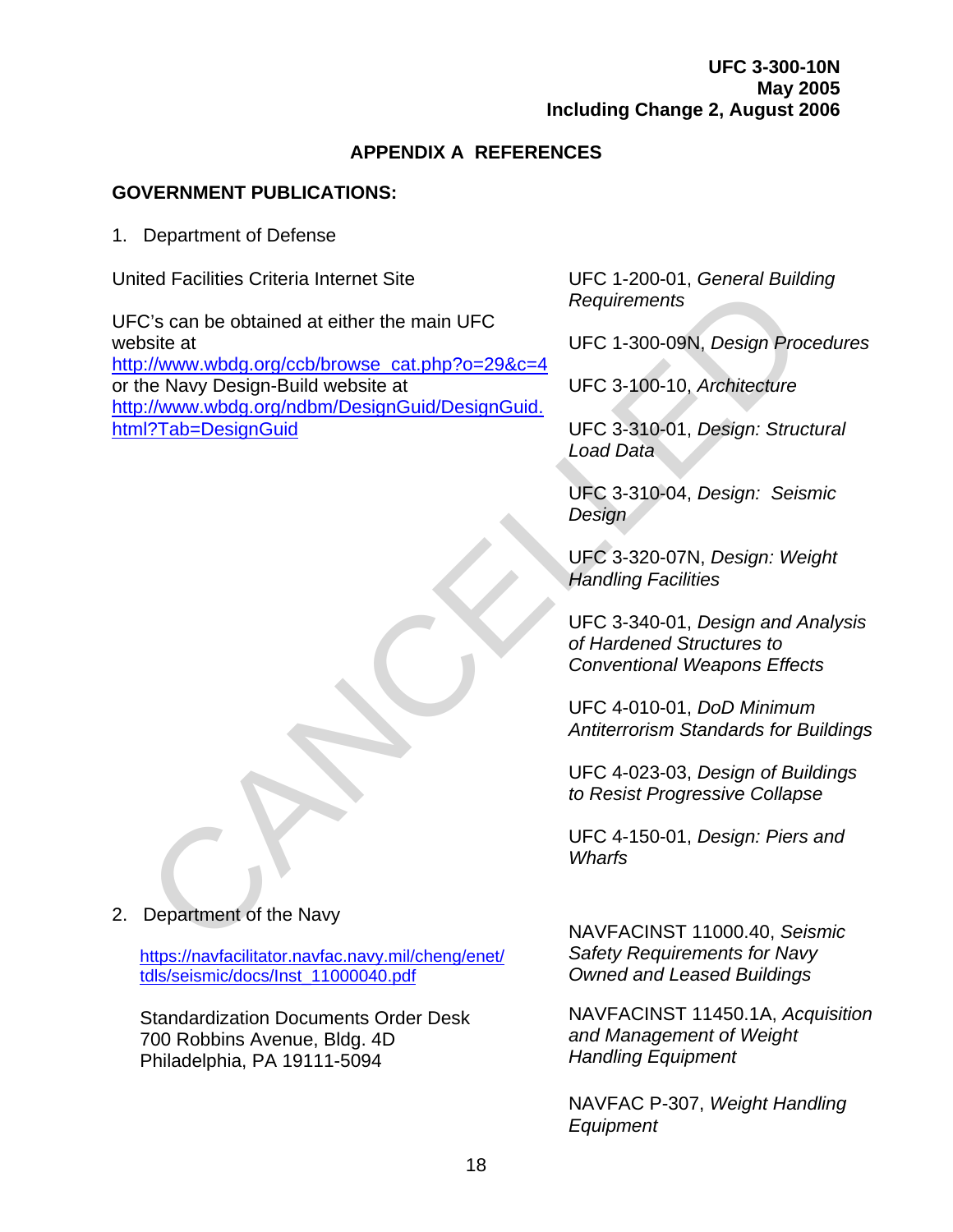## APPENDIX A REFERENCES

**GOVERNMENT PUBLICATIONS:**

1. Department of Defense

United Facilities Criteria Internet Site

UFC's can be obtained at either the main UFC website at http://www.wbdg.org/ccb/browse_cat.php?o=29&c=4 or the Navy Design-Build website at http://www.wbdg.org/ndbm/DesignGuid/DesignGuid.html?Tab=DesignGuid

UFC 1-200-01, *General Building Requirements*

UFC 1-300-09N, *Design Procedures*

UFC 3-100-10, *Architecture*

UFC 3-310-01, *Design: Structural Load Data*

UFC 3-310-04, *Design: Seismic Design*

UFC 3-320-07N, *Design: Weight Handling Facilities*

UFC 3-340-01, *Design and Analysis of Hardened Structures to Conventional Weapons Effects*

UFC 4-010-01, *DoD Minimum Antiterrorism Standards for Buildings*

UFC 4-023-03, *Design of Buildings to Resist Progressive Collapse*

UFC 4-150-01, *Design: Piers and Wharfs*

2. Department of the Navy

https://navfacilitator.navfac.navy.mil/cheng/enet/tdls/seismic/docs/Inst_11000040.pdf

NAVFACINST 11000.40, *Seismic Safety Requirements for Navy Owned and Leased Buildings*

Standardization Documents Order Desk
700 Robbins Avenue, Bldg. 4D
Philadelphia, PA 19111-5094

NAVFACINST 11450.1A, *Acquisition and Management of Weight Handling Equipment*

NAVFAC P-307, *Weight Handling Equipment*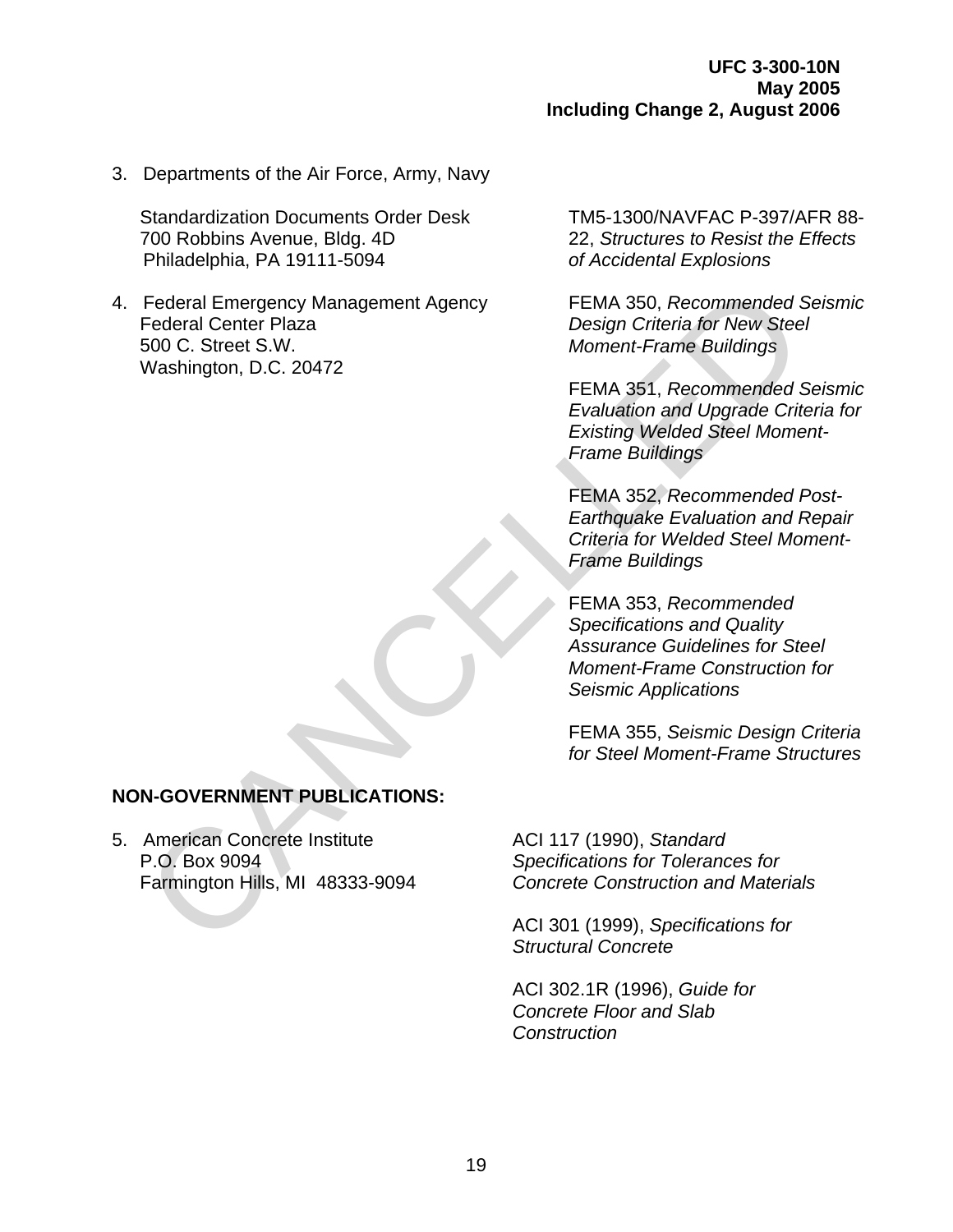3. Departments of the Air Force, Army, Navy

   Standardization Documents Order Desk
   700 Robbins Avenue, Bldg. 4D
   Philadelphia, PA 19111-5094

   TM5-1300/NAVFAC P-397/AFR 88-22, *Structures to Resist the Effects of Accidental Explosions*

4. Federal Emergency Management Agency
   Federal Center Plaza
   500 C. Street S.W.
   Washington, D.C. 20472

   FEMA 350, *Recommended Seismic Design Criteria for New Steel Moment-Frame Buildings*

   FEMA 351, *Recommended Seismic Evaluation and Upgrade Criteria for Existing Welded Steel Moment-Frame Buildings*

   FEMA 352, *Recommended Post-Earthquake Evaluation and Repair Criteria for Welded Steel Moment-Frame Buildings*

   FEMA 353, *Recommended Specifications and Quality Assurance Guidelines for Steel Moment-Frame Construction for Seismic Applications*

   FEMA 355, *Seismic Design Criteria for Steel Moment-Frame Structures*

**NON-GOVERNMENT PUBLICATIONS:**

5. American Concrete Institute
   P.O. Box 9094
   Farmington Hills, MI 48333-9094

   ACI 117 (1990), *Standard Specifications for Tolerances for Concrete Construction and Materials*

   ACI 301 (1999), *Specifications for Structural Concrete*

   ACI 302.1R (1996), *Guide for Concrete Floor and Slab Construction*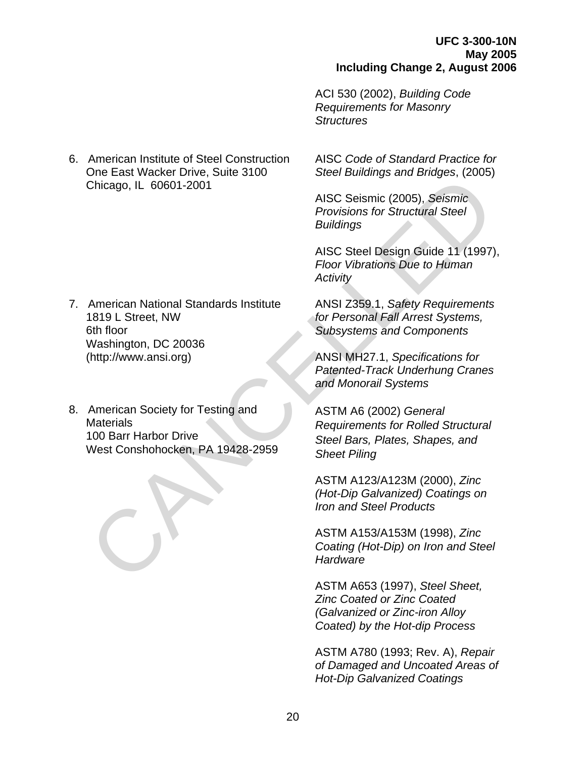ACI 530 (2002), *Building Code Requirements for Masonry Structures*

6. American Institute of Steel Construction
   One East Wacker Drive, Suite 3100
   Chicago, IL 60601-2001

AISC *Code of Standard Practice for Steel Buildings and Bridges*, (2005)

AISC Seismic (2005), *Seismic Provisions for Structural Steel Buildings*

AISC Steel Design Guide 11 (1997), *Floor Vibrations Due to Human Activity*

7. American National Standards Institute
   1819 L Street, NW
   6th floor
   Washington, DC 20036
   (http://www.ansi.org)

ANSI Z359.1, *Safety Requirements for Personal Fall Arrest Systems, Subsystems and Components*

ANSI MH27.1, *Specifications for Patented-Track Underhung Cranes and Monorail Systems*

8. American Society for Testing and Materials
   100 Barr Harbor Drive
   West Conshohocken, PA 19428-2959

ASTM A6 (2002) *General Requirements for Rolled Structural Steel Bars, Plates, Shapes, and Sheet Piling*

ASTM A123/A123M (2000), *Zinc (Hot-Dip Galvanized) Coatings on Iron and Steel Products*

ASTM A153/A153M (1998), *Zinc Coating (Hot-Dip) on Iron and Steel Hardware*

ASTM A653 (1997), *Steel Sheet, Zinc Coated or Zinc Coated (Galvanized or Zinc-iron Alloy Coated) by the Hot-dip Process*

ASTM A780 (1993; Rev. A), *Repair of Damaged and Uncoated Areas of Hot-Dip Galvanized Coatings*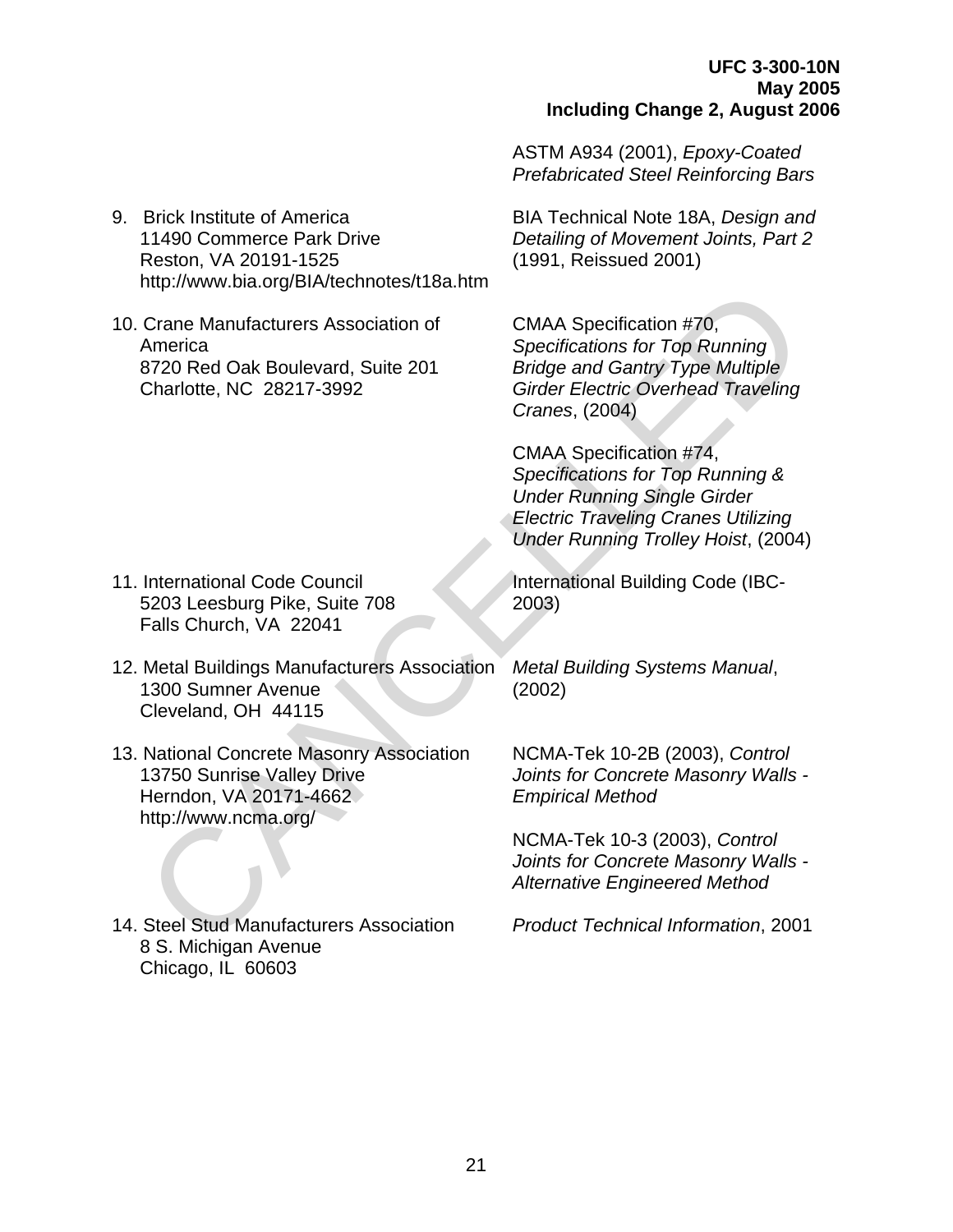ASTM A934 (2001), *Epoxy-Coated Prefabricated Steel Reinforcing Bars*

9. Brick Institute of America
   11490 Commerce Park Drive
   Reston, VA 20191-1525
   http://www.bia.org/BIA/technotes/t18a.htm

   BIA Technical Note 18A, *Design and Detailing of Movement Joints, Part 2* (1991, Reissued 2001)

10. Crane Manufacturers Association of America
    8720 Red Oak Boulevard, Suite 201
    Charlotte, NC 28217-3992

    CMAA Specification #70, *Specifications for Top Running Bridge and Gantry Type Multiple Girder Electric Overhead Traveling Cranes*, (2004)

    CMAA Specification #74, *Specifications for Top Running & Under Running Single Girder Electric Traveling Cranes Utilizing Under Running Trolley Hoist*, (2004)

11. International Code Council
    5203 Leesburg Pike, Suite 708
    Falls Church, VA 22041

    International Building Code (IBC-2003)

12. Metal Buildings Manufacturers Association
    1300 Sumner Avenue
    Cleveland, OH 44115

    *Metal Building Systems Manual*, (2002)

13. National Concrete Masonry Association
    13750 Sunrise Valley Drive
    Herndon, VA 20171-4662
    http://www.ncma.org/

    NCMA-Tek 10-2B (2003), *Control Joints for Concrete Masonry Walls - Empirical Method*

    NCMA-Tek 10-3 (2003), *Control Joints for Concrete Masonry Walls - Alternative Engineered Method*

14. Steel Stud Manufacturers Association
    8 S. Michigan Avenue
    Chicago, IL 60603

    *Product Technical Information*, 2001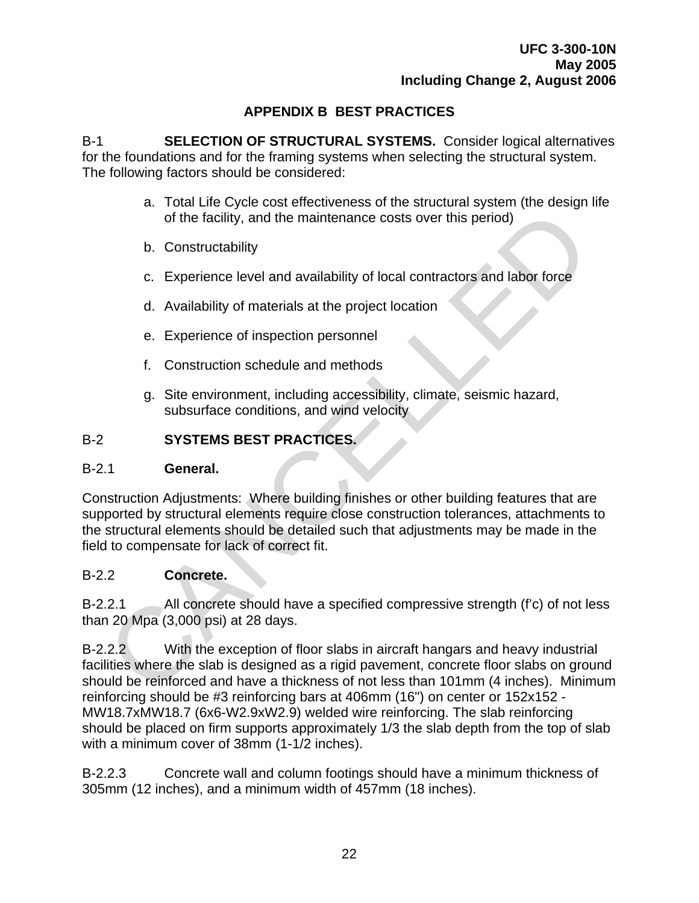# APPENDIX B BEST PRACTICES

B-1 **SELECTION OF STRUCTURAL SYSTEMS.** Consider logical alternatives for the foundations and for the framing systems when selecting the structural system. The following factors should be considered:

a. Total Life Cycle cost effectiveness of the structural system (the design life of the facility, and the maintenance costs over this period)

b. Constructability

c. Experience level and availability of local contractors and labor force

d. Availability of materials at the project location

e. Experience of inspection personnel

f. Construction schedule and methods

g. Site environment, including accessibility, climate, seismic hazard, subsurface conditions, and wind velocity

## B-2 SYSTEMS BEST PRACTICES.

### B-2.1 General.

Construction Adjustments: Where building finishes or other building features that are supported by structural elements require close construction tolerances, attachments to the structural elements should be detailed such that adjustments may be made in the field to compensate for lack of correct fit.

### B-2.2 Concrete.

B-2.2.1 All concrete should have a specified compressive strength (f'c) of not less than 20 Mpa (3,000 psi) at 28 days.

B-2.2.2 With the exception of floor slabs in aircraft hangars and heavy industrial facilities where the slab is designed as a rigid pavement, concrete floor slabs on ground should be reinforced and have a thickness of not less than 101mm (4 inches). Minimum reinforcing should be #3 reinforcing bars at 406mm (16") on center or 152x152 - MW18.7xMW18.7 (6x6-W2.9xW2.9) welded wire reinforcing. The slab reinforcing should be placed on firm supports approximately 1/3 the slab depth from the top of slab with a minimum cover of 38mm (1-1/2 inches).

B-2.2.3 Concrete wall and column footings should have a minimum thickness of 305mm (12 inches), and a minimum width of 457mm (18 inches).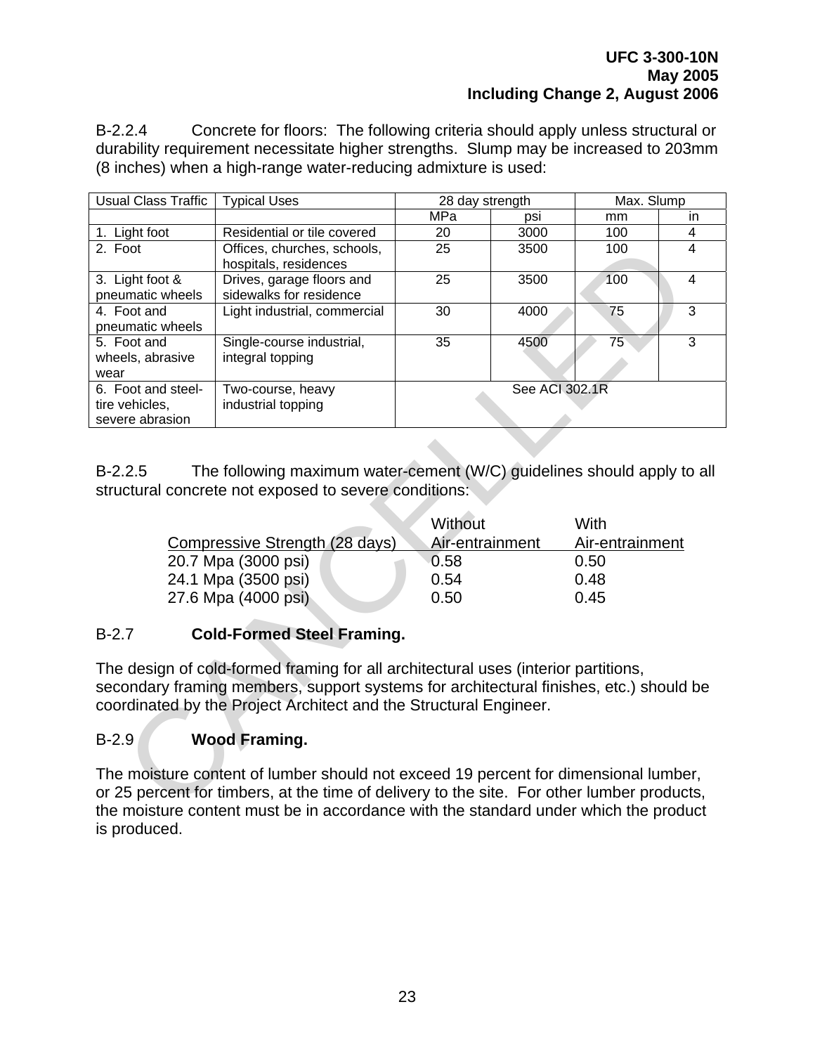B-2.2.4 Concrete for floors: The following criteria should apply unless structural or durability requirement necessitate higher strengths. Slump may be increased to 203mm (8 inches) when a high-range water-reducing admixture is used:

| Usual Class Traffic | Typical Uses | 28 day strength | | Max. Slump | |
|---|---|---|---|---|---|
| | | MPa | psi | mm | in |
| 1. Light foot | Residential or tile covered | 20 | 3000 | 100 | 4 |
| 2. Foot | Offices, churches, schools, hospitals, residences | 25 | 3500 | 100 | 4 |
| 3. Light foot & pneumatic wheels | Drives, garage floors and sidewalks for residence | 25 | 3500 | 100 | 4 |
| 4. Foot and pneumatic wheels | Light industrial, commercial | 30 | 4000 | 75 | 3 |
| 5. Foot and wheels, abrasive wear | Single-course industrial, integral topping | 35 | 4500 | 75 | 3 |
| 6. Foot and steel-tire vehicles, severe abrasion | Two-course, heavy industrial topping | See ACI 302.1R | | | |

B-2.2.5 The following maximum water-cement (W/C) guidelines should apply to all structural concrete not exposed to severe conditions:

| Compressive Strength (28 days) | Without Air-entrainment | With Air-entrainment |
|---|---|---|
| 20.7 Mpa (3000 psi) | 0.58 | 0.50 |
| 24.1 Mpa (3500 psi) | 0.54 | 0.48 |
| 27.6 Mpa (4000 psi) | 0.50 | 0.45 |

B-2.7 **Cold-Formed Steel Framing.**

The design of cold-formed framing for all architectural uses (interior partitions, secondary framing members, support systems for architectural finishes, etc.) should be coordinated by the Project Architect and the Structural Engineer.

B-2.9 **Wood Framing.**

The moisture content of lumber should not exceed 19 percent for dimensional lumber, or 25 percent for timbers, at the time of delivery to the site. For other lumber products, the moisture content must be in accordance with the standard under which the product is produced.